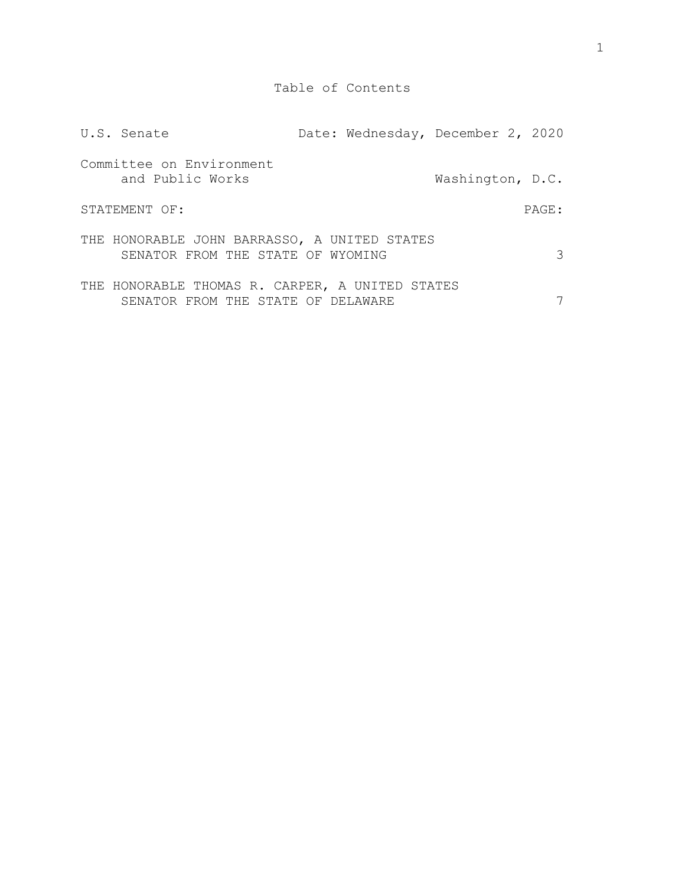# Table of Contents

| | |
|---|---|
| U.S. Senate | Date: Wednesday, December 2, 2020 |
| Committee on Environment and Public Works | Washington, D.C. |

| STATEMENT OF: | PAGE: |
|---|---|
| THE HONORABLE JOHN BARRASSO, A UNITED STATES SENATOR FROM THE STATE OF WYOMING | 3 |
| THE HONORABLE THOMAS R. CARPER, A UNITED STATES SENATOR FROM THE STATE OF DELAWARE | 7 |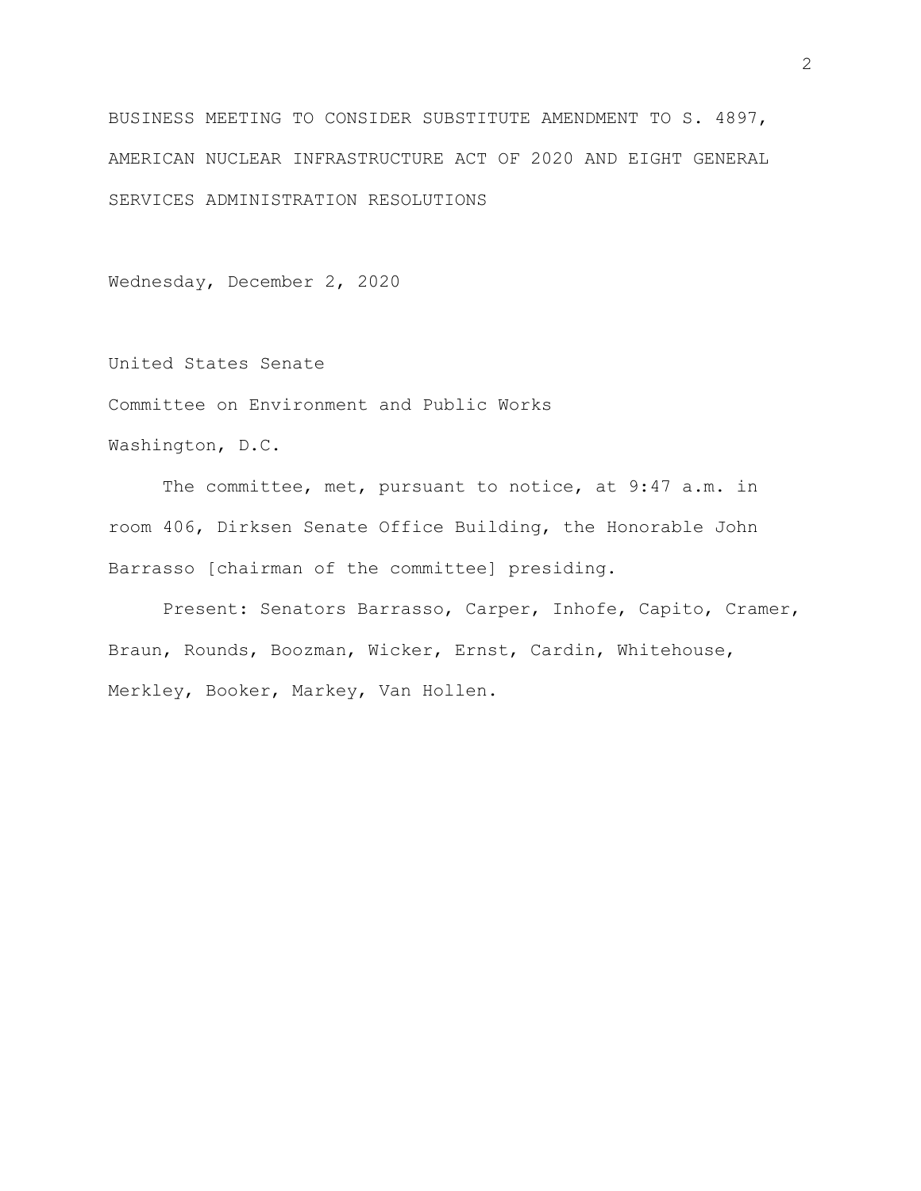# BUSINESS MEETING TO CONSIDER SUBSTITUTE AMENDMENT TO S. 4897, AMERICAN NUCLEAR INFRASTRUCTURE ACT OF 2020 AND EIGHT GENERAL SERVICES ADMINISTRATION RESOLUTIONS

Wednesday, December 2, 2020

United States Senate

Committee on Environment and Public Works

Washington, D.C.

The committee, met, pursuant to notice, at 9:47 a.m. in room 406, Dirksen Senate Office Building, the Honorable John Barrasso [chairman of the committee] presiding.

Present: Senators Barrasso, Carper, Inhofe, Capito, Cramer, Braun, Rounds, Boozman, Wicker, Ernst, Cardin, Whitehouse, Merkley, Booker, Markey, Van Hollen.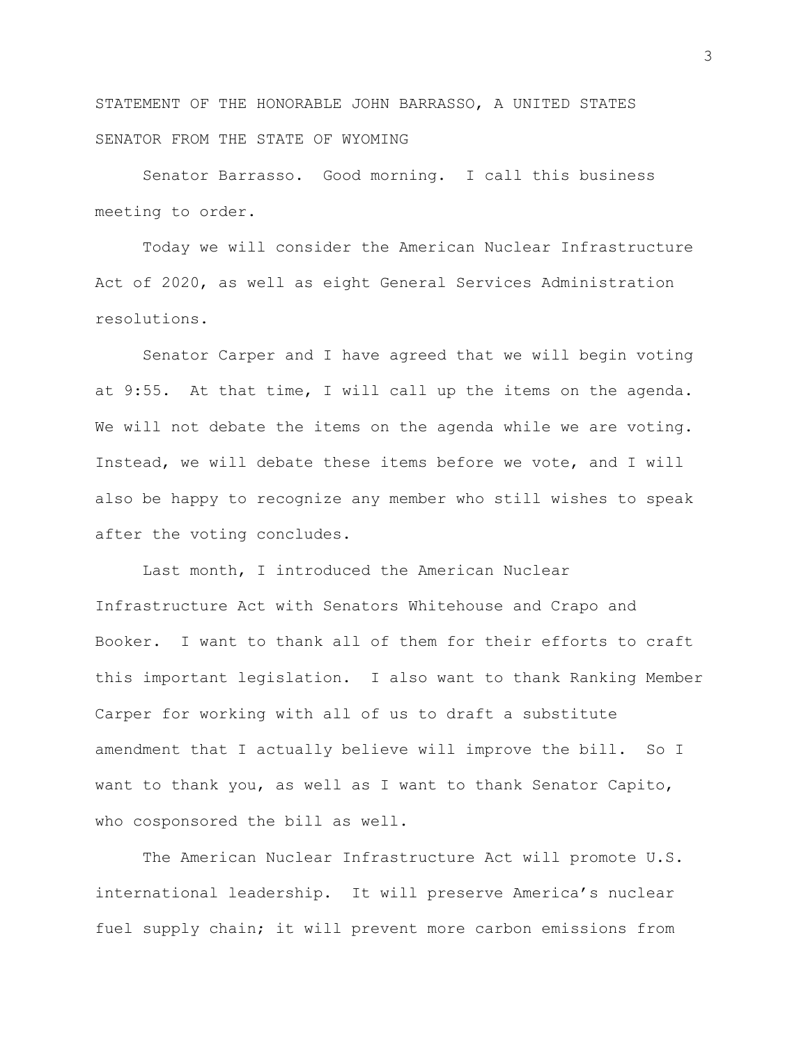STATEMENT OF THE HONORABLE JOHN BARRASSO, A UNITED STATES SENATOR FROM THE STATE OF WYOMING

Senator Barrasso. Good morning. I call this business meeting to order.

Today we will consider the American Nuclear Infrastructure Act of 2020, as well as eight General Services Administration resolutions.

Senator Carper and I have agreed that we will begin voting at 9:55. At that time, I will call up the items on the agenda. We will not debate the items on the agenda while we are voting. Instead, we will debate these items before we vote, and I will also be happy to recognize any member who still wishes to speak after the voting concludes.

Last month, I introduced the American Nuclear Infrastructure Act with Senators Whitehouse and Crapo and Booker. I want to thank all of them for their efforts to craft this important legislation. I also want to thank Ranking Member Carper for working with all of us to draft a substitute amendment that I actually believe will improve the bill. So I want to thank you, as well as I want to thank Senator Capito, who cosponsored the bill as well.

The American Nuclear Infrastructure Act will promote U.S. international leadership. It will preserve America's nuclear fuel supply chain; it will prevent more carbon emissions from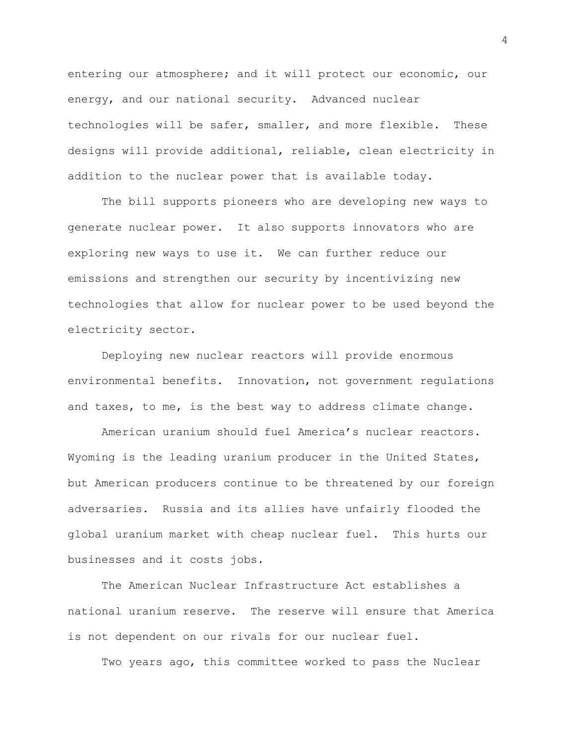entering our atmosphere; and it will protect our economic, our energy, and our national security. Advanced nuclear technologies will be safer, smaller, and more flexible. These designs will provide additional, reliable, clean electricity in addition to the nuclear power that is available today.

The bill supports pioneers who are developing new ways to generate nuclear power. It also supports innovators who are exploring new ways to use it. We can further reduce our emissions and strengthen our security by incentivizing new technologies that allow for nuclear power to be used beyond the electricity sector.

Deploying new nuclear reactors will provide enormous environmental benefits. Innovation, not government regulations and taxes, to me, is the best way to address climate change.

American uranium should fuel America's nuclear reactors. Wyoming is the leading uranium producer in the United States, but American producers continue to be threatened by our foreign adversaries. Russia and its allies have unfairly flooded the global uranium market with cheap nuclear fuel. This hurts our businesses and it costs jobs.

The American Nuclear Infrastructure Act establishes a national uranium reserve. The reserve will ensure that America is not dependent on our rivals for our nuclear fuel.

Two years ago, this committee worked to pass the Nuclear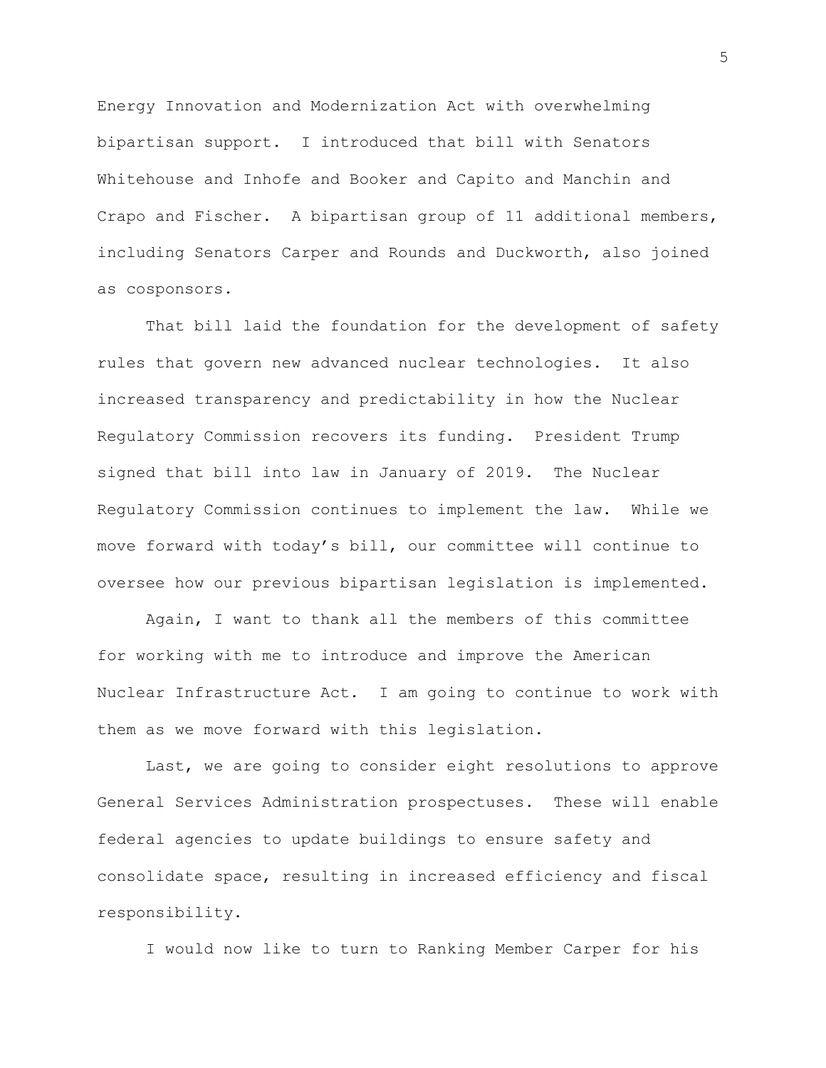Energy Innovation and Modernization Act with overwhelming bipartisan support. I introduced that bill with Senators Whitehouse and Inhofe and Booker and Capito and Manchin and Crapo and Fischer. A bipartisan group of 11 additional members, including Senators Carper and Rounds and Duckworth, also joined as cosponsors.

That bill laid the foundation for the development of safety rules that govern new advanced nuclear technologies. It also increased transparency and predictability in how the Nuclear Regulatory Commission recovers its funding. President Trump signed that bill into law in January of 2019. The Nuclear Regulatory Commission continues to implement the law. While we move forward with today's bill, our committee will continue to oversee how our previous bipartisan legislation is implemented.

Again, I want to thank all the members of this committee for working with me to introduce and improve the American Nuclear Infrastructure Act. I am going to continue to work with them as we move forward with this legislation.

Last, we are going to consider eight resolutions to approve General Services Administration prospectuses. These will enable federal agencies to update buildings to ensure safety and consolidate space, resulting in increased efficiency and fiscal responsibility.

I would now like to turn to Ranking Member Carper for his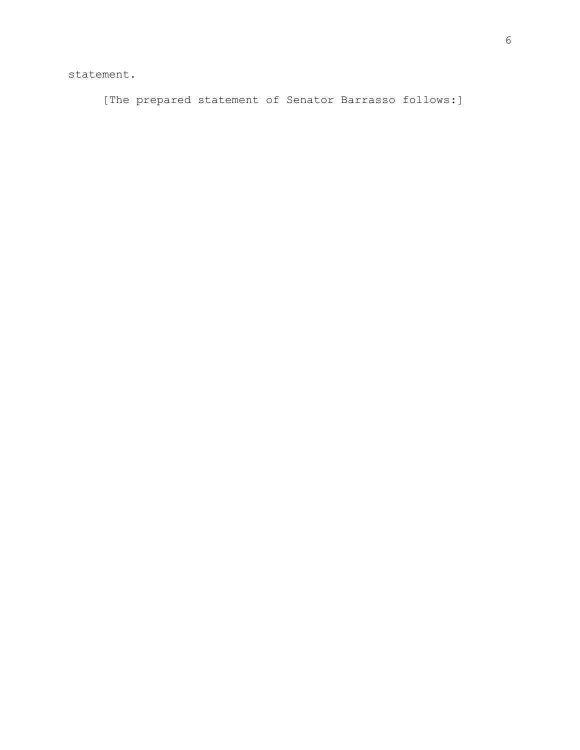statement.

[The prepared statement of Senator Barrasso follows:]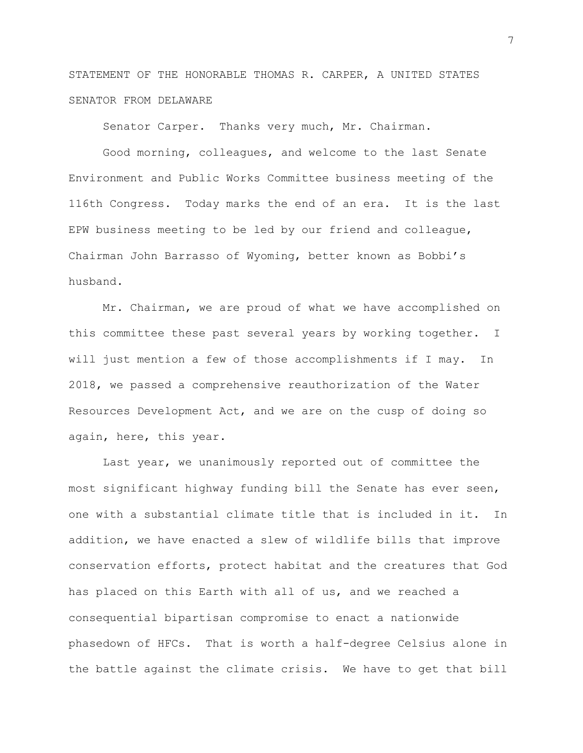STATEMENT OF THE HONORABLE THOMAS R. CARPER, A UNITED STATES SENATOR FROM DELAWARE

Senator Carper. Thanks very much, Mr. Chairman.

Good morning, colleagues, and welcome to the last Senate Environment and Public Works Committee business meeting of the 116th Congress. Today marks the end of an era. It is the last EPW business meeting to be led by our friend and colleague, Chairman John Barrasso of Wyoming, better known as Bobbi's husband.

Mr. Chairman, we are proud of what we have accomplished on this committee these past several years by working together. I will just mention a few of those accomplishments if I may. In 2018, we passed a comprehensive reauthorization of the Water Resources Development Act, and we are on the cusp of doing so again, here, this year.

Last year, we unanimously reported out of committee the most significant highway funding bill the Senate has ever seen, one with a substantial climate title that is included in it. In addition, we have enacted a slew of wildlife bills that improve conservation efforts, protect habitat and the creatures that God has placed on this Earth with all of us, and we reached a consequential bipartisan compromise to enact a nationwide phasedown of HFCs. That is worth a half-degree Celsius alone in the battle against the climate crisis. We have to get that bill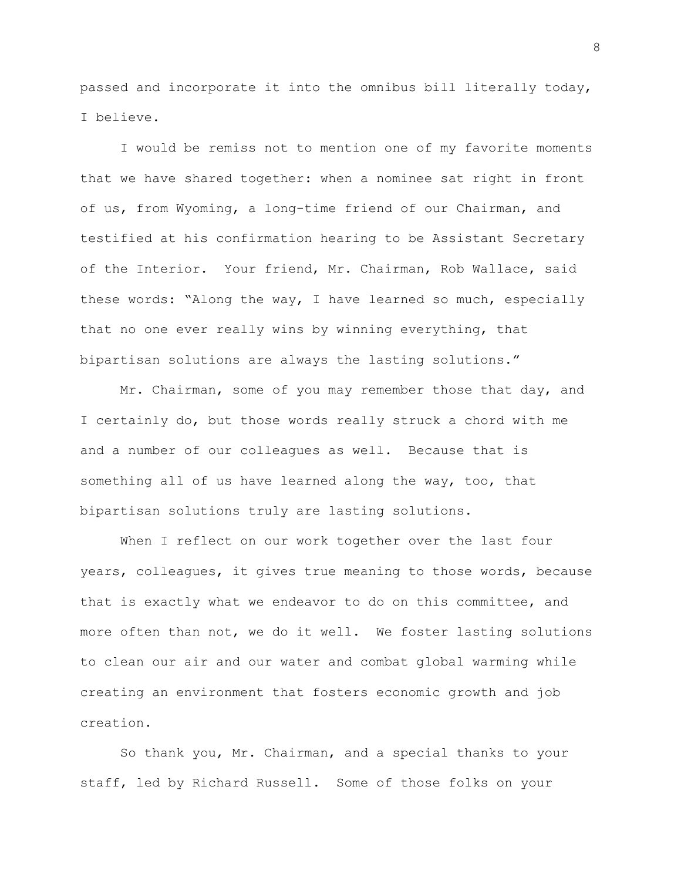passed and incorporate it into the omnibus bill literally today, I believe.

I would be remiss not to mention one of my favorite moments that we have shared together: when a nominee sat right in front of us, from Wyoming, a long-time friend of our Chairman, and testified at his confirmation hearing to be Assistant Secretary of the Interior. Your friend, Mr. Chairman, Rob Wallace, said these words: "Along the way, I have learned so much, especially that no one ever really wins by winning everything, that bipartisan solutions are always the lasting solutions."

Mr. Chairman, some of you may remember those that day, and I certainly do, but those words really struck a chord with me and a number of our colleagues as well. Because that is something all of us have learned along the way, too, that bipartisan solutions truly are lasting solutions.

When I reflect on our work together over the last four years, colleagues, it gives true meaning to those words, because that is exactly what we endeavor to do on this committee, and more often than not, we do it well. We foster lasting solutions to clean our air and our water and combat global warming while creating an environment that fosters economic growth and job creation.

So thank you, Mr. Chairman, and a special thanks to your staff, led by Richard Russell. Some of those folks on your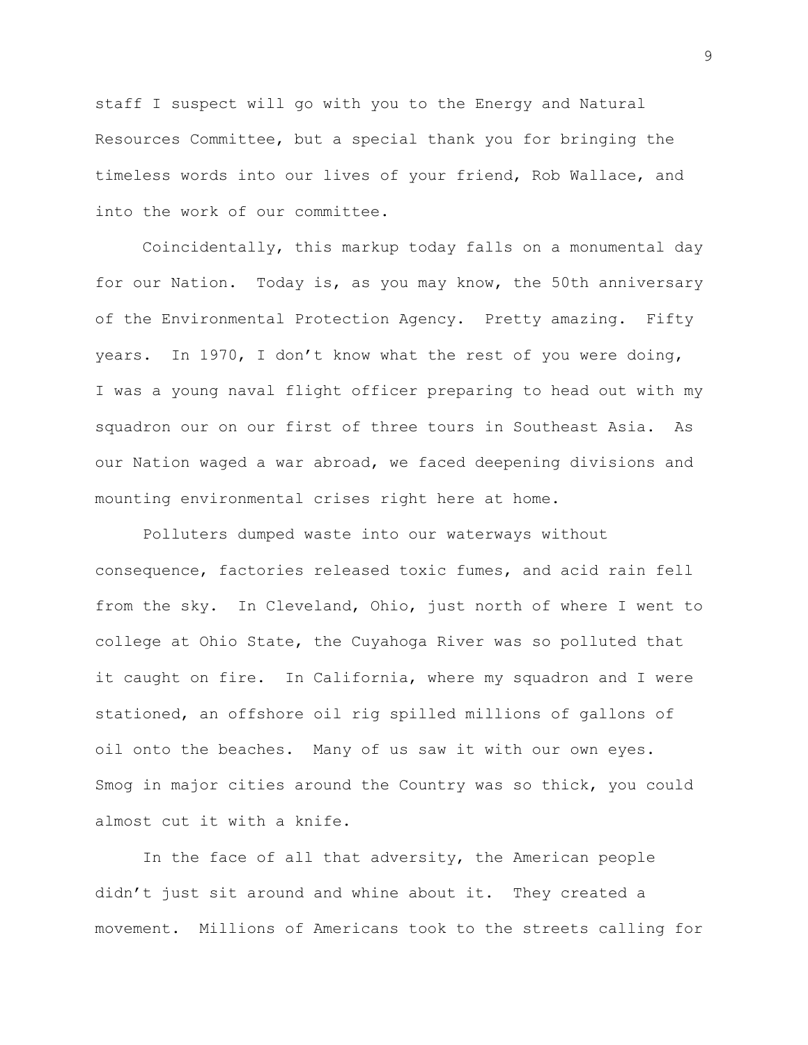staff I suspect will go with you to the Energy and Natural Resources Committee, but a special thank you for bringing the timeless words into our lives of your friend, Rob Wallace, and into the work of our committee.

Coincidentally, this markup today falls on a monumental day for our Nation. Today is, as you may know, the 50th anniversary of the Environmental Protection Agency. Pretty amazing. Fifty years. In 1970, I don't know what the rest of you were doing, I was a young naval flight officer preparing to head out with my squadron our on our first of three tours in Southeast Asia. As our Nation waged a war abroad, we faced deepening divisions and mounting environmental crises right here at home.

Polluters dumped waste into our waterways without consequence, factories released toxic fumes, and acid rain fell from the sky. In Cleveland, Ohio, just north of where I went to college at Ohio State, the Cuyahoga River was so polluted that it caught on fire. In California, where my squadron and I were stationed, an offshore oil rig spilled millions of gallons of oil onto the beaches. Many of us saw it with our own eyes. Smog in major cities around the Country was so thick, you could almost cut it with a knife.

In the face of all that adversity, the American people didn't just sit around and whine about it. They created a movement. Millions of Americans took to the streets calling for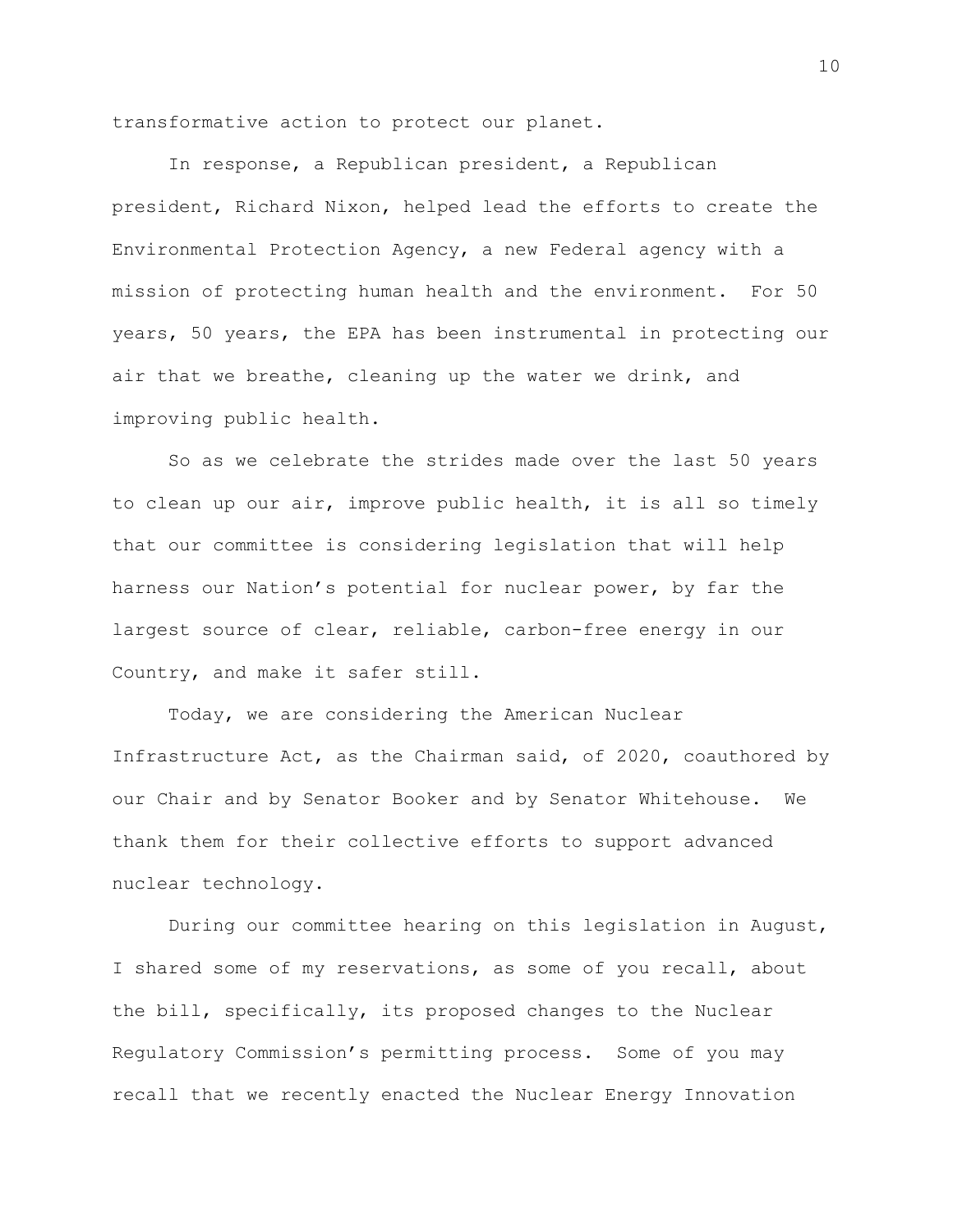transformative action to protect our planet.

In response, a Republican president, a Republican president, Richard Nixon, helped lead the efforts to create the Environmental Protection Agency, a new Federal agency with a mission of protecting human health and the environment. For 50 years, 50 years, the EPA has been instrumental in protecting our air that we breathe, cleaning up the water we drink, and improving public health.

So as we celebrate the strides made over the last 50 years to clean up our air, improve public health, it is all so timely that our committee is considering legislation that will help harness our Nation's potential for nuclear power, by far the largest source of clear, reliable, carbon-free energy in our Country, and make it safer still.

Today, we are considering the American Nuclear Infrastructure Act, as the Chairman said, of 2020, coauthored by our Chair and by Senator Booker and by Senator Whitehouse. We thank them for their collective efforts to support advanced nuclear technology.

During our committee hearing on this legislation in August, I shared some of my reservations, as some of you recall, about the bill, specifically, its proposed changes to the Nuclear Regulatory Commission's permitting process. Some of you may recall that we recently enacted the Nuclear Energy Innovation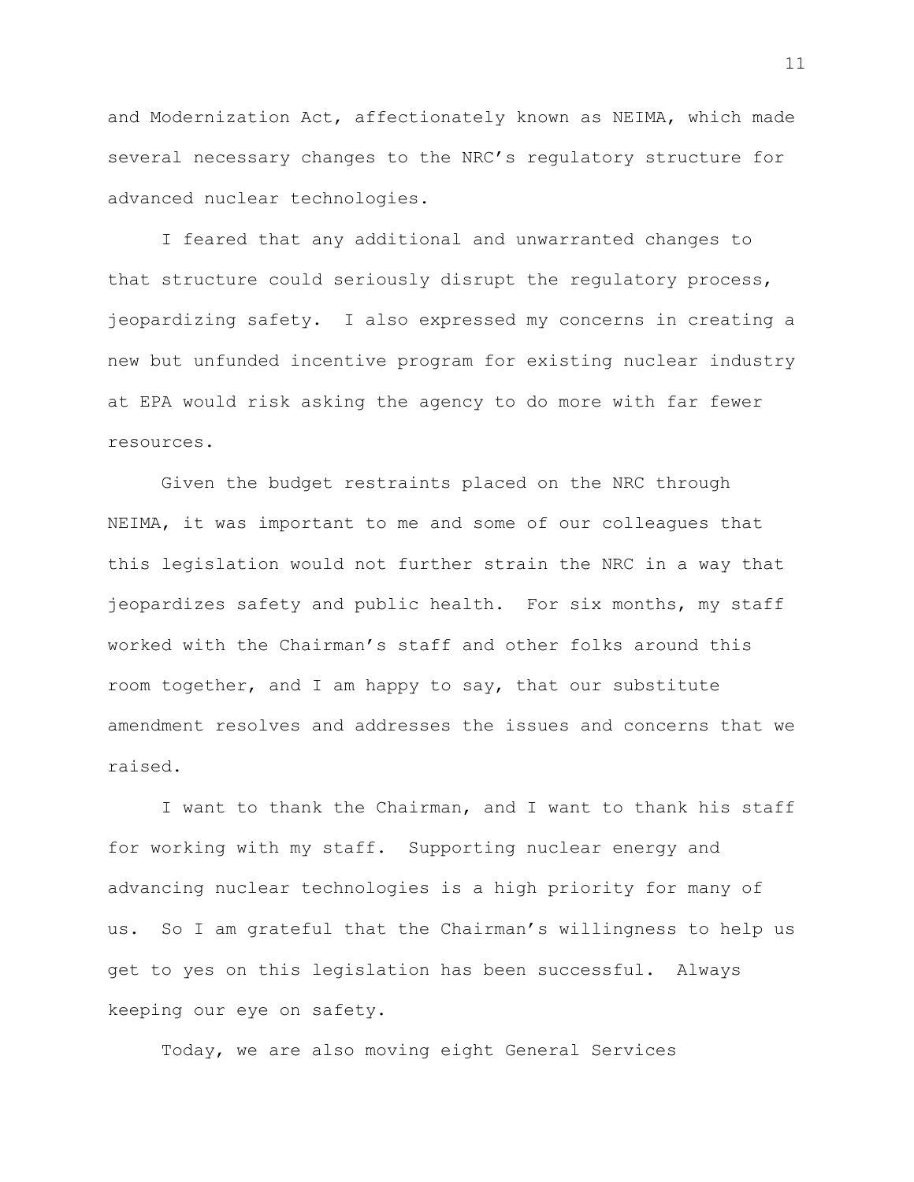and Modernization Act, affectionately known as NEIMA, which made several necessary changes to the NRC's regulatory structure for advanced nuclear technologies.

I feared that any additional and unwarranted changes to that structure could seriously disrupt the regulatory process, jeopardizing safety. I also expressed my concerns in creating a new but unfunded incentive program for existing nuclear industry at EPA would risk asking the agency to do more with far fewer resources.

Given the budget restraints placed on the NRC through NEIMA, it was important to me and some of our colleagues that this legislation would not further strain the NRC in a way that jeopardizes safety and public health. For six months, my staff worked with the Chairman's staff and other folks around this room together, and I am happy to say, that our substitute amendment resolves and addresses the issues and concerns that we raised.

I want to thank the Chairman, and I want to thank his staff for working with my staff. Supporting nuclear energy and advancing nuclear technologies is a high priority for many of us. So I am grateful that the Chairman's willingness to help us get to yes on this legislation has been successful. Always keeping our eye on safety.

Today, we are also moving eight General Services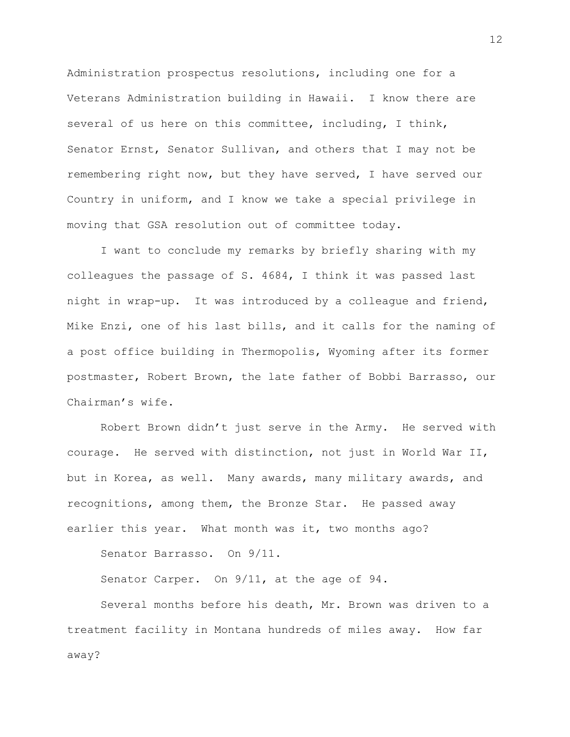Administration prospectus resolutions, including one for a Veterans Administration building in Hawaii. I know there are several of us here on this committee, including, I think, Senator Ernst, Senator Sullivan, and others that I may not be remembering right now, but they have served, I have served our Country in uniform, and I know we take a special privilege in moving that GSA resolution out of committee today.

I want to conclude my remarks by briefly sharing with my colleagues the passage of S. 4684, I think it was passed last night in wrap-up. It was introduced by a colleague and friend, Mike Enzi, one of his last bills, and it calls for the naming of a post office building in Thermopolis, Wyoming after its former postmaster, Robert Brown, the late father of Bobbi Barrasso, our Chairman's wife.

Robert Brown didn't just serve in the Army. He served with courage. He served with distinction, not just in World War II, but in Korea, as well. Many awards, many military awards, and recognitions, among them, the Bronze Star. He passed away earlier this year. What month was it, two months ago?

Senator Barrasso. On 9/11.

Senator Carper. On 9/11, at the age of 94.

Several months before his death, Mr. Brown was driven to a treatment facility in Montana hundreds of miles away. How far away?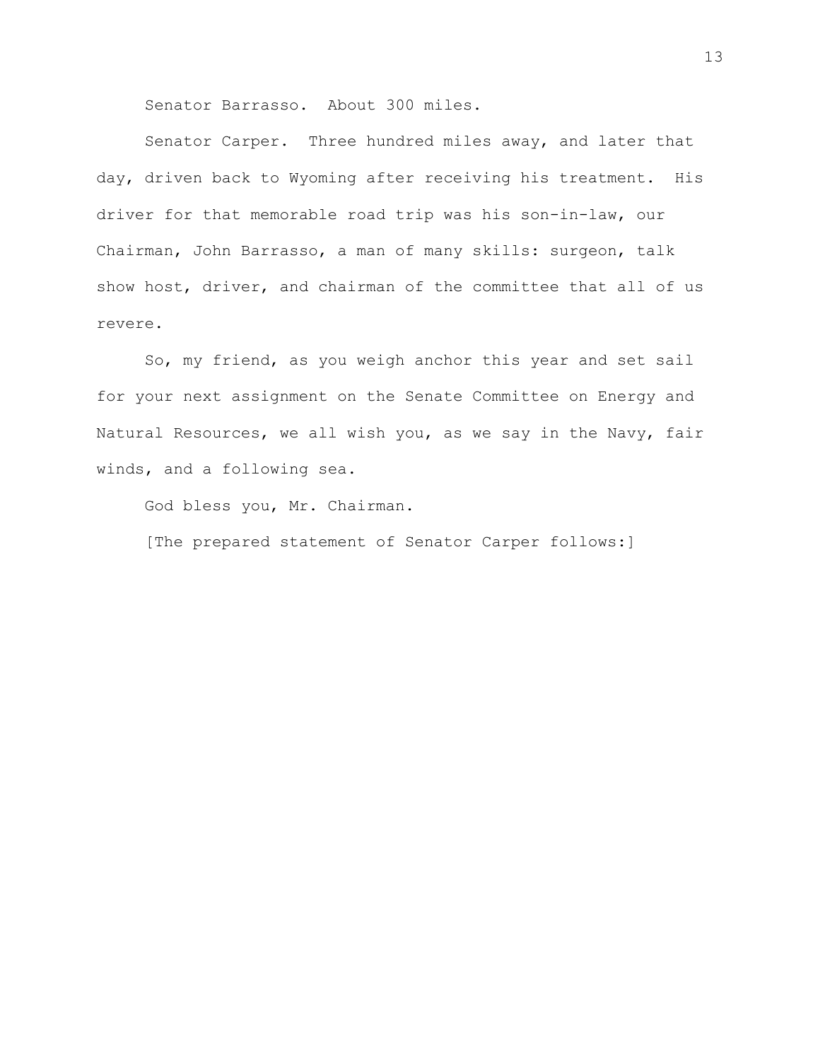Senator Barrasso. About 300 miles.

Senator Carper. Three hundred miles away, and later that day, driven back to Wyoming after receiving his treatment. His driver for that memorable road trip was his son-in-law, our Chairman, John Barrasso, a man of many skills: surgeon, talk show host, driver, and chairman of the committee that all of us revere.

So, my friend, as you weigh anchor this year and set sail for your next assignment on the Senate Committee on Energy and Natural Resources, we all wish you, as we say in the Navy, fair winds, and a following sea.

God bless you, Mr. Chairman.

[The prepared statement of Senator Carper follows:]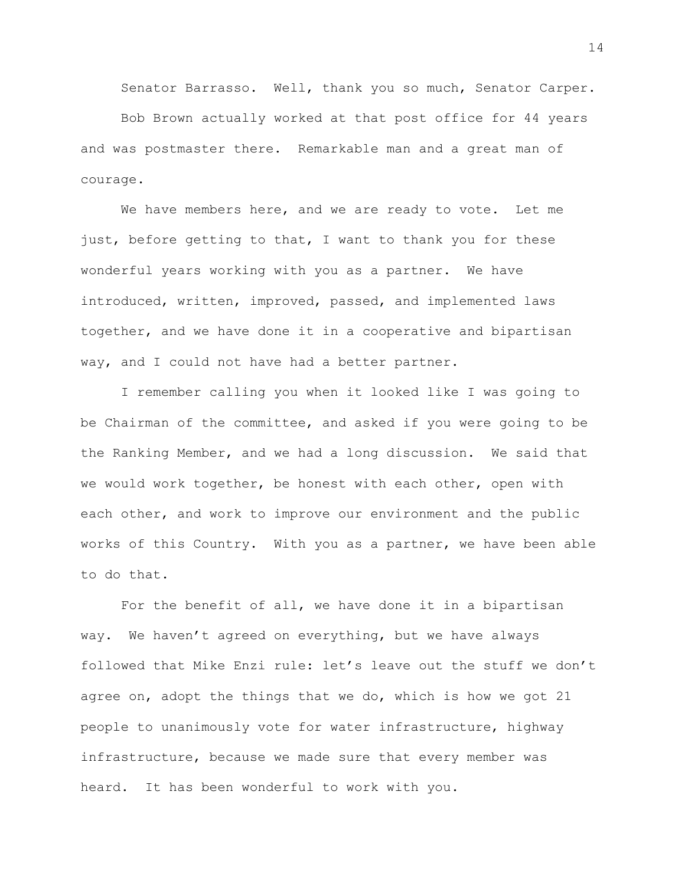Senator Barrasso. Well, thank you so much, Senator Carper.

Bob Brown actually worked at that post office for 44 years and was postmaster there. Remarkable man and a great man of courage.

We have members here, and we are ready to vote. Let me just, before getting to that, I want to thank you for these wonderful years working with you as a partner. We have introduced, written, improved, passed, and implemented laws together, and we have done it in a cooperative and bipartisan way, and I could not have had a better partner.

I remember calling you when it looked like I was going to be Chairman of the committee, and asked if you were going to be the Ranking Member, and we had a long discussion. We said that we would work together, be honest with each other, open with each other, and work to improve our environment and the public works of this Country. With you as a partner, we have been able to do that.

For the benefit of all, we have done it in a bipartisan way. We haven't agreed on everything, but we have always followed that Mike Enzi rule: let's leave out the stuff we don't agree on, adopt the things that we do, which is how we got 21 people to unanimously vote for water infrastructure, highway infrastructure, because we made sure that every member was heard. It has been wonderful to work with you.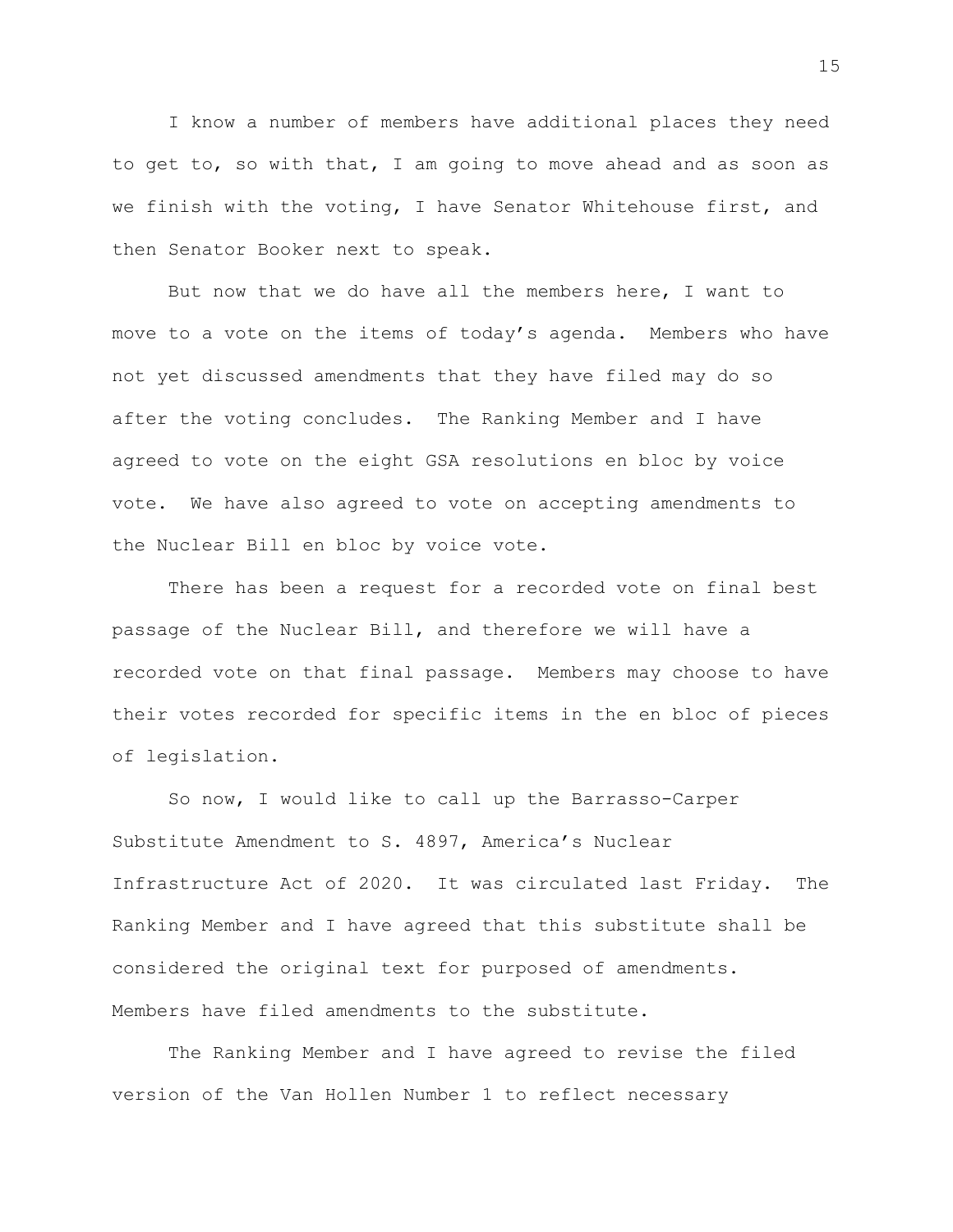I know a number of members have additional places they need to get to, so with that, I am going to move ahead and as soon as we finish with the voting, I have Senator Whitehouse first, and then Senator Booker next to speak.

But now that we do have all the members here, I want to move to a vote on the items of today's agenda. Members who have not yet discussed amendments that they have filed may do so after the voting concludes. The Ranking Member and I have agreed to vote on the eight GSA resolutions en bloc by voice vote. We have also agreed to vote on accepting amendments to the Nuclear Bill en bloc by voice vote.

There has been a request for a recorded vote on final best passage of the Nuclear Bill, and therefore we will have a recorded vote on that final passage. Members may choose to have their votes recorded for specific items in the en bloc of pieces of legislation.

So now, I would like to call up the Barrasso-Carper Substitute Amendment to S. 4897, America's Nuclear Infrastructure Act of 2020. It was circulated last Friday. The Ranking Member and I have agreed that this substitute shall be considered the original text for purposed of amendments. Members have filed amendments to the substitute.

The Ranking Member and I have agreed to revise the filed version of the Van Hollen Number 1 to reflect necessary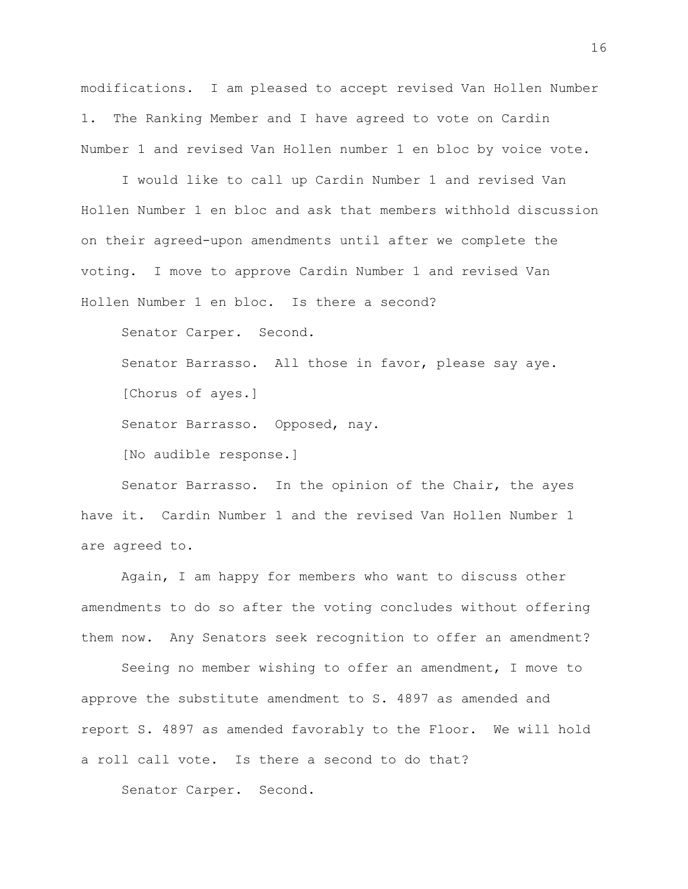modifications. I am pleased to accept revised Van Hollen Number 1. The Ranking Member and I have agreed to vote on Cardin Number 1 and revised Van Hollen number 1 en bloc by voice vote.

I would like to call up Cardin Number 1 and revised Van Hollen Number 1 en bloc and ask that members withhold discussion on their agreed-upon amendments until after we complete the voting. I move to approve Cardin Number 1 and revised Van Hollen Number 1 en bloc. Is there a second?

Senator Carper. Second.

Senator Barrasso. All those in favor, please say aye.

[Chorus of ayes.]

Senator Barrasso. Opposed, nay.

[No audible response.]

Senator Barrasso. In the opinion of the Chair, the ayes have it. Cardin Number 1 and the revised Van Hollen Number 1 are agreed to.

Again, I am happy for members who want to discuss other amendments to do so after the voting concludes without offering them now. Any Senators seek recognition to offer an amendment?

Seeing no member wishing to offer an amendment, I move to approve the substitute amendment to S. 4897 as amended and report S. 4897 as amended favorably to the Floor. We will hold a roll call vote. Is there a second to do that?

Senator Carper. Second.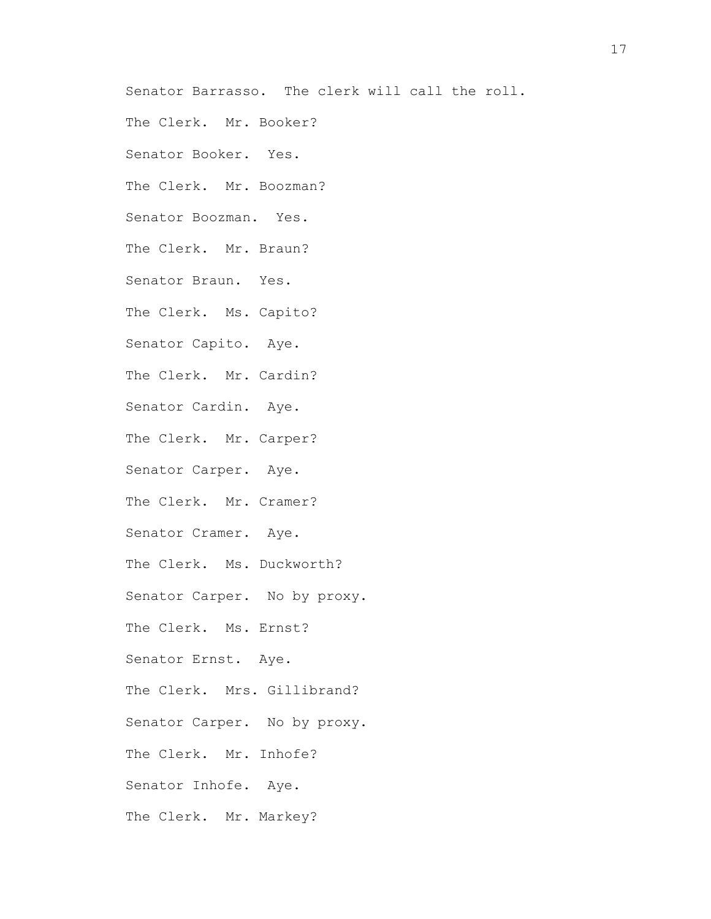Senator Barrasso. The clerk will call the roll.

The Clerk. Mr. Booker?

Senator Booker. Yes.

The Clerk. Mr. Boozman?

Senator Boozman. Yes.

The Clerk. Mr. Braun?

Senator Braun. Yes.

The Clerk. Ms. Capito?

Senator Capito. Aye.

The Clerk. Mr. Cardin?

Senator Cardin. Aye.

The Clerk. Mr. Carper?

Senator Carper. Aye.

The Clerk. Mr. Cramer?

Senator Cramer. Aye.

The Clerk. Ms. Duckworth?

Senator Carper. No by proxy.

The Clerk. Ms. Ernst?

Senator Ernst. Aye.

The Clerk. Mrs. Gillibrand?

Senator Carper. No by proxy.

The Clerk. Mr. Inhofe?

Senator Inhofe. Aye.

The Clerk. Mr. Markey?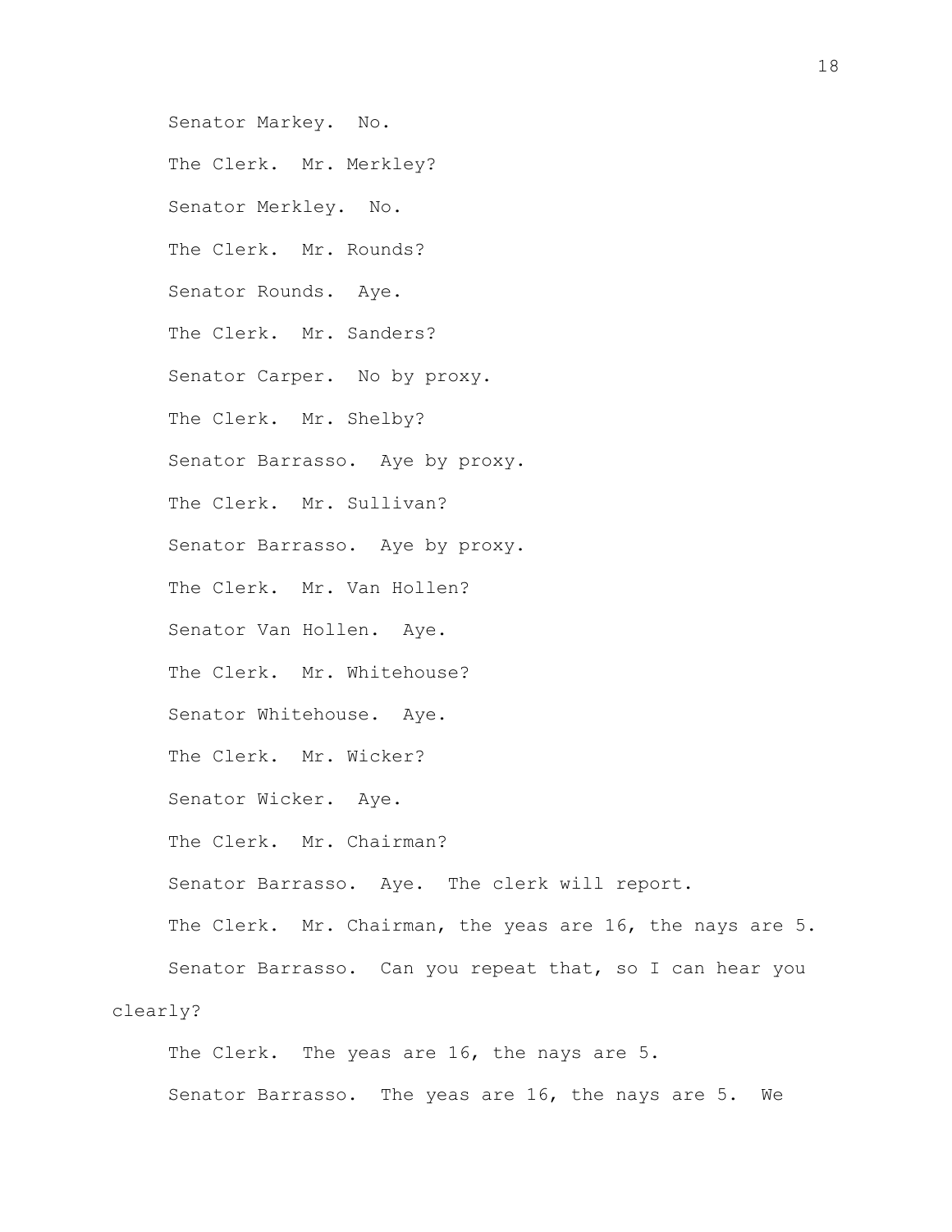Senator Markey. No.

The Clerk. Mr. Merkley?

Senator Merkley. No.

The Clerk. Mr. Rounds?

Senator Rounds. Aye.

The Clerk. Mr. Sanders?

Senator Carper. No by proxy.

The Clerk. Mr. Shelby?

Senator Barrasso. Aye by proxy.

The Clerk. Mr. Sullivan?

Senator Barrasso. Aye by proxy.

The Clerk. Mr. Van Hollen?

Senator Van Hollen. Aye.

The Clerk. Mr. Whitehouse?

Senator Whitehouse. Aye.

The Clerk. Mr. Wicker?

Senator Wicker. Aye.

The Clerk. Mr. Chairman?

Senator Barrasso. Aye. The clerk will report.

The Clerk. Mr. Chairman, the yeas are 16, the nays are 5.

Senator Barrasso. Can you repeat that, so I can hear you clearly?

The Clerk. The yeas are 16, the nays are 5.

Senator Barrasso. The yeas are 16, the nays are 5. We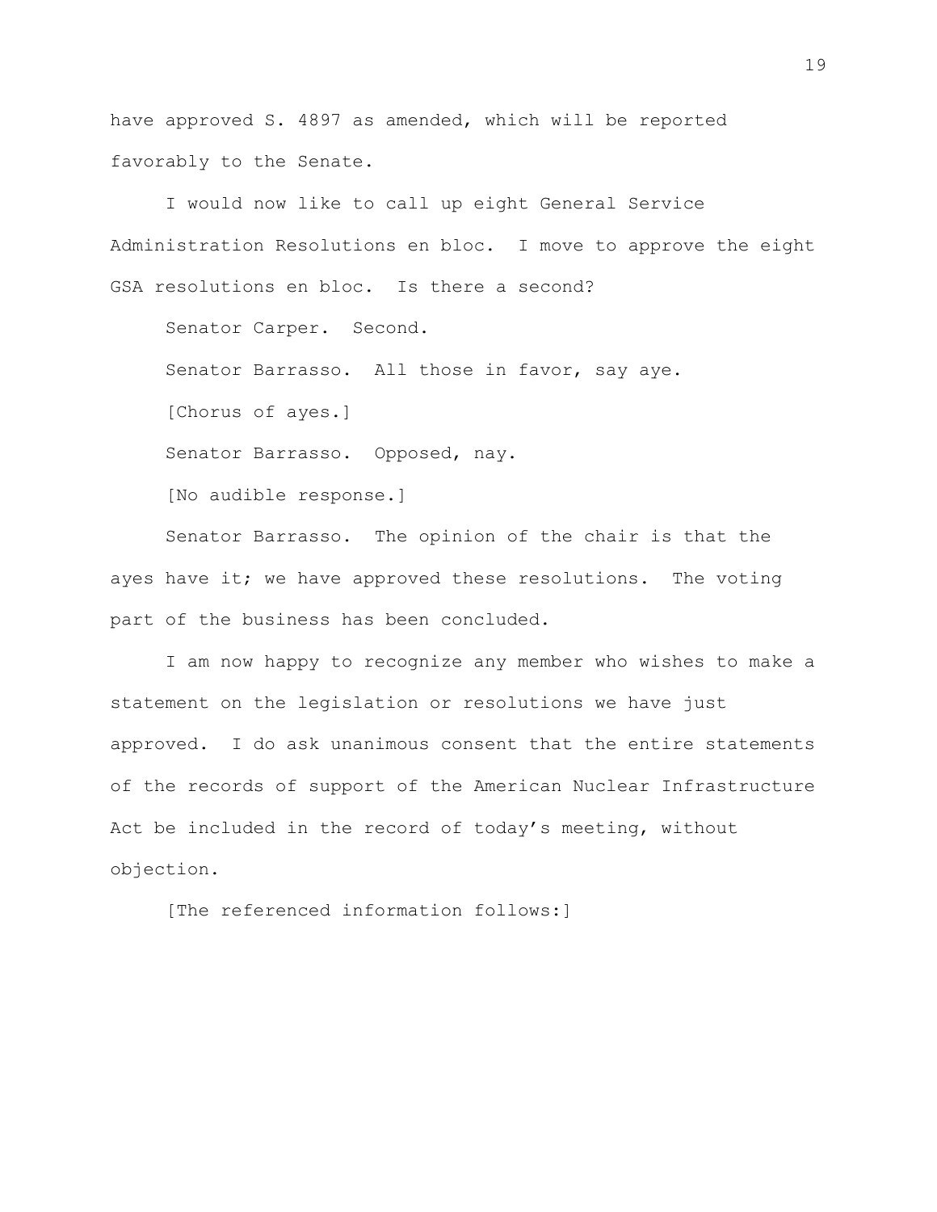have approved S. 4897 as amended, which will be reported favorably to the Senate.

I would now like to call up eight General Service Administration Resolutions en bloc. I move to approve the eight GSA resolutions en bloc. Is there a second?

Senator Carper. Second.

Senator Barrasso. All those in favor, say aye.

[Chorus of ayes.]

Senator Barrasso. Opposed, nay.

[No audible response.]

Senator Barrasso. The opinion of the chair is that the ayes have it; we have approved these resolutions. The voting part of the business has been concluded.

I am now happy to recognize any member who wishes to make a statement on the legislation or resolutions we have just approved. I do ask unanimous consent that the entire statements of the records of support of the American Nuclear Infrastructure Act be included in the record of today's meeting, without objection.

[The referenced information follows:]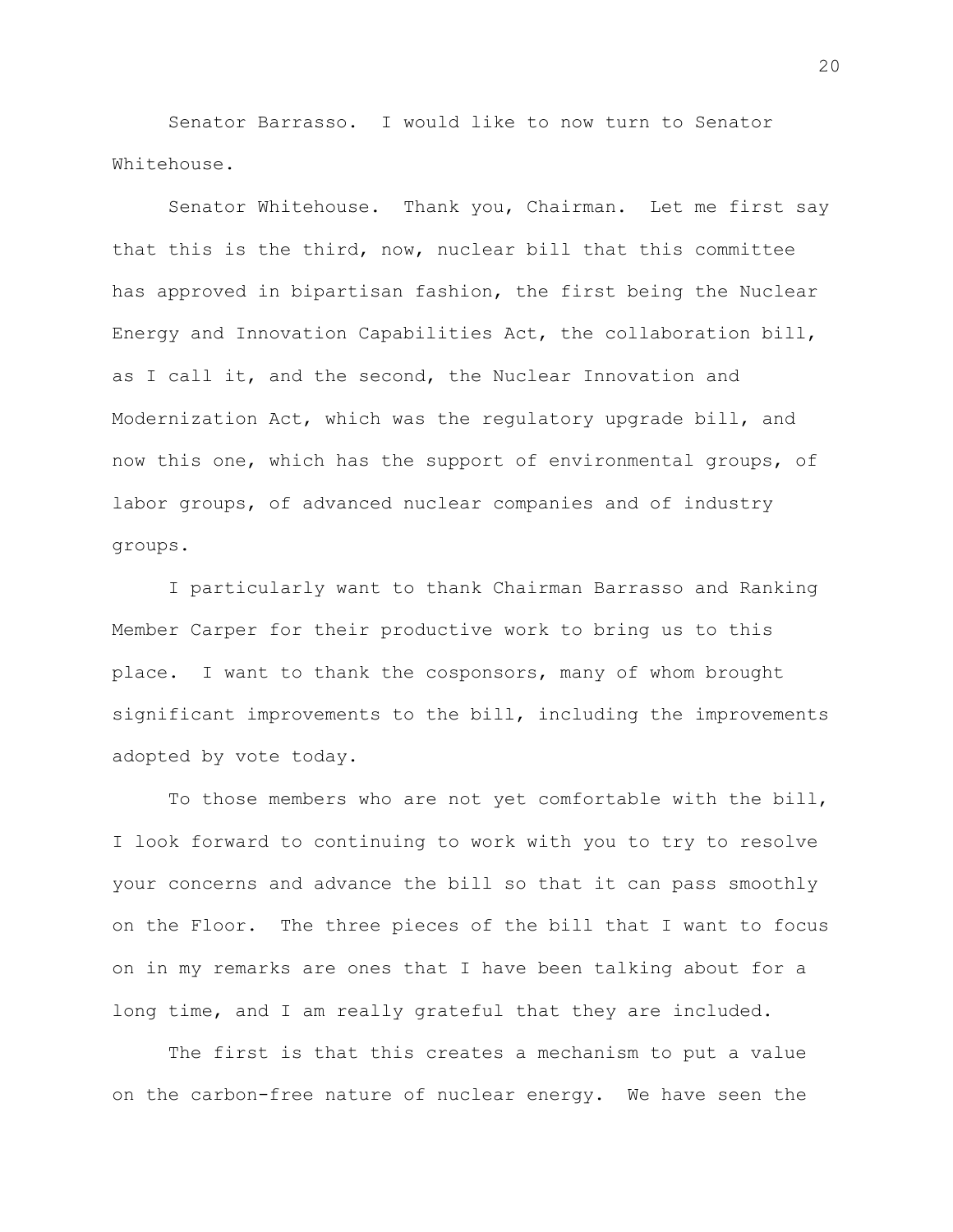Senator Barrasso. I would like to now turn to Senator Whitehouse.

Senator Whitehouse. Thank you, Chairman. Let me first say that this is the third, now, nuclear bill that this committee has approved in bipartisan fashion, the first being the Nuclear Energy and Innovation Capabilities Act, the collaboration bill, as I call it, and the second, the Nuclear Innovation and Modernization Act, which was the regulatory upgrade bill, and now this one, which has the support of environmental groups, of labor groups, of advanced nuclear companies and of industry groups.

I particularly want to thank Chairman Barrasso and Ranking Member Carper for their productive work to bring us to this place. I want to thank the cosponsors, many of whom brought significant improvements to the bill, including the improvements adopted by vote today.

To those members who are not yet comfortable with the bill, I look forward to continuing to work with you to try to resolve your concerns and advance the bill so that it can pass smoothly on the Floor. The three pieces of the bill that I want to focus on in my remarks are ones that I have been talking about for a long time, and I am really grateful that they are included.

The first is that this creates a mechanism to put a value on the carbon-free nature of nuclear energy. We have seen the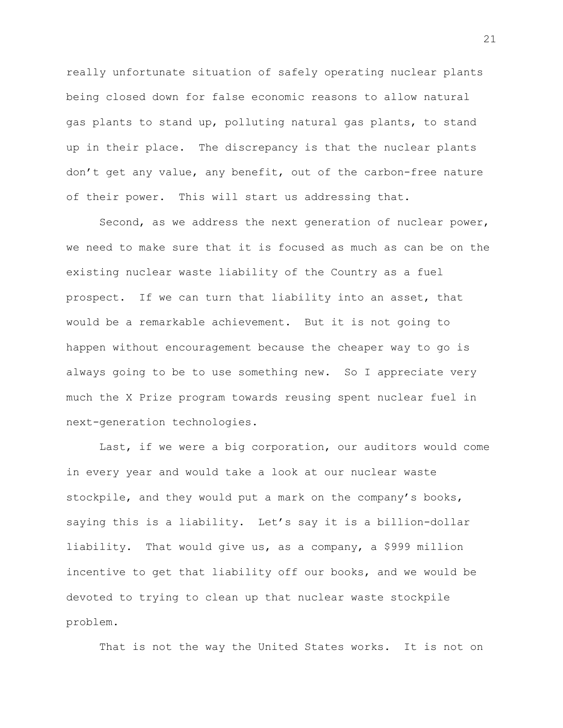really unfortunate situation of safely operating nuclear plants being closed down for false economic reasons to allow natural gas plants to stand up, polluting natural gas plants, to stand up in their place. The discrepancy is that the nuclear plants don't get any value, any benefit, out of the carbon-free nature of their power. This will start us addressing that.

Second, as we address the next generation of nuclear power, we need to make sure that it is focused as much as can be on the existing nuclear waste liability of the Country as a fuel prospect. If we can turn that liability into an asset, that would be a remarkable achievement. But it is not going to happen without encouragement because the cheaper way to go is always going to be to use something new. So I appreciate very much the X Prize program towards reusing spent nuclear fuel in next-generation technologies.

Last, if we were a big corporation, our auditors would come in every year and would take a look at our nuclear waste stockpile, and they would put a mark on the company's books, saying this is a liability. Let's say it is a billion-dollar liability. That would give us, as a company, a $999 million incentive to get that liability off our books, and we would be devoted to trying to clean up that nuclear waste stockpile problem.

That is not the way the United States works. It is not on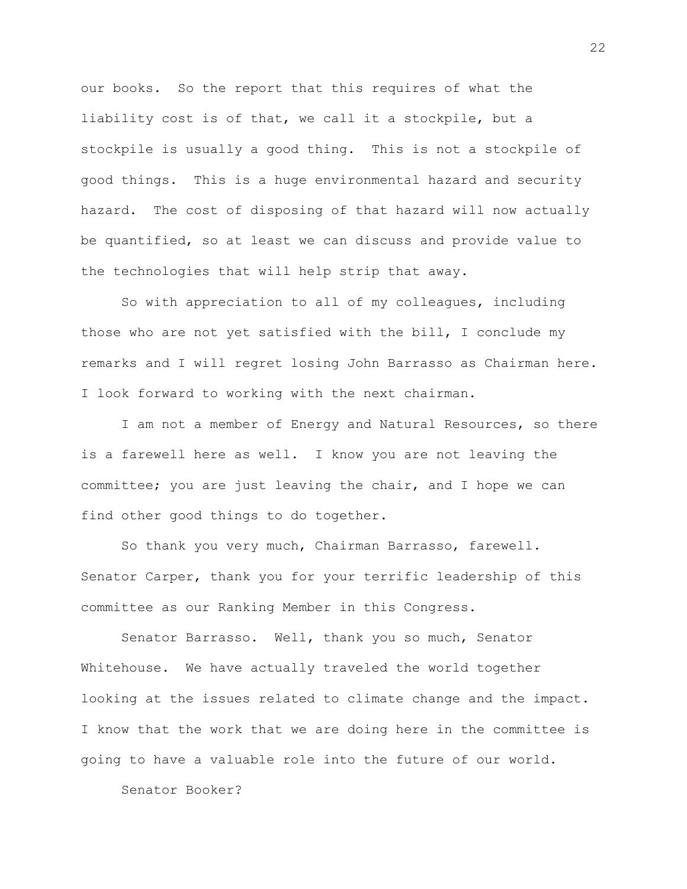our books. So the report that this requires of what the liability cost is of that, we call it a stockpile, but a stockpile is usually a good thing. This is not a stockpile of good things. This is a huge environmental hazard and security hazard. The cost of disposing of that hazard will now actually be quantified, so at least we can discuss and provide value to the technologies that will help strip that away.

So with appreciation to all of my colleagues, including those who are not yet satisfied with the bill, I conclude my remarks and I will regret losing John Barrasso as Chairman here. I look forward to working with the next chairman.

I am not a member of Energy and Natural Resources, so there is a farewell here as well. I know you are not leaving the committee; you are just leaving the chair, and I hope we can find other good things to do together.

So thank you very much, Chairman Barrasso, farewell. Senator Carper, thank you for your terrific leadership of this committee as our Ranking Member in this Congress.

Senator Barrasso. Well, thank you so much, Senator Whitehouse. We have actually traveled the world together looking at the issues related to climate change and the impact. I know that the work that we are doing here in the committee is going to have a valuable role into the future of our world.

Senator Booker?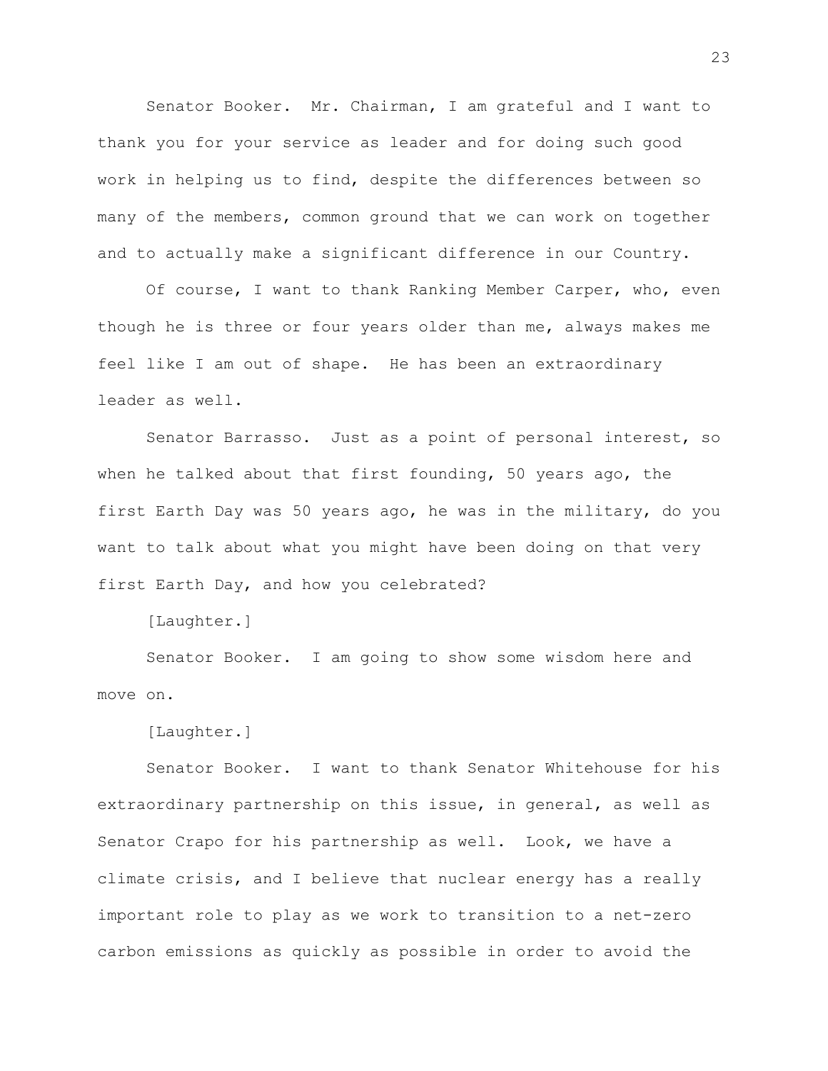Senator Booker. Mr. Chairman, I am grateful and I want to thank you for your service as leader and for doing such good work in helping us to find, despite the differences between so many of the members, common ground that we can work on together and to actually make a significant difference in our Country.

Of course, I want to thank Ranking Member Carper, who, even though he is three or four years older than me, always makes me feel like I am out of shape. He has been an extraordinary leader as well.

Senator Barrasso. Just as a point of personal interest, so when he talked about that first founding, 50 years ago, the first Earth Day was 50 years ago, he was in the military, do you want to talk about what you might have been doing on that very first Earth Day, and how you celebrated?

[Laughter.]

Senator Booker. I am going to show some wisdom here and move on.

[Laughter.]

Senator Booker. I want to thank Senator Whitehouse for his extraordinary partnership on this issue, in general, as well as Senator Crapo for his partnership as well. Look, we have a climate crisis, and I believe that nuclear energy has a really important role to play as we work to transition to a net-zero carbon emissions as quickly as possible in order to avoid the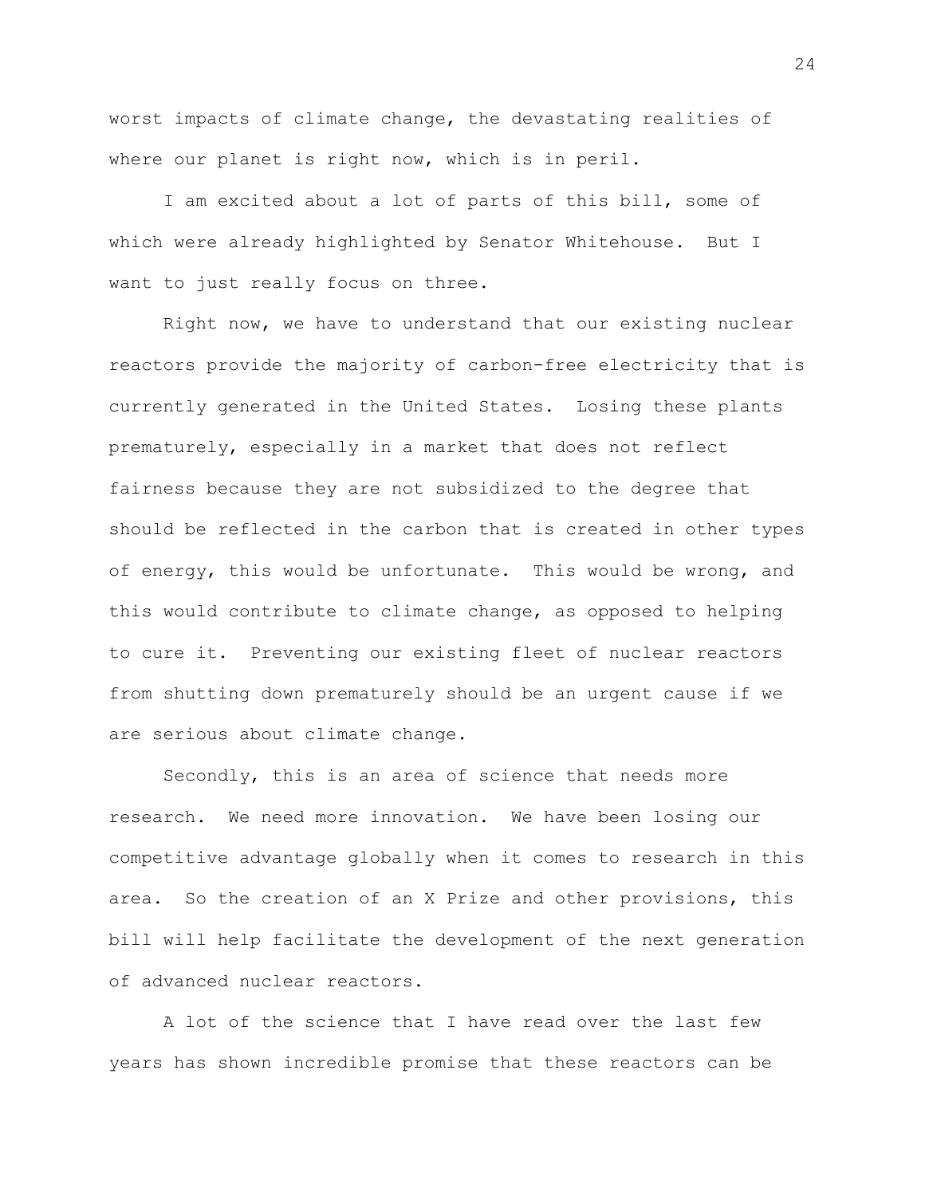worst impacts of climate change, the devastating realities of where our planet is right now, which is in peril.

I am excited about a lot of parts of this bill, some of which were already highlighted by Senator Whitehouse. But I want to just really focus on three.

Right now, we have to understand that our existing nuclear reactors provide the majority of carbon-free electricity that is currently generated in the United States. Losing these plants prematurely, especially in a market that does not reflect fairness because they are not subsidized to the degree that should be reflected in the carbon that is created in other types of energy, this would be unfortunate. This would be wrong, and this would contribute to climate change, as opposed to helping to cure it. Preventing our existing fleet of nuclear reactors from shutting down prematurely should be an urgent cause if we are serious about climate change.

Secondly, this is an area of science that needs more research. We need more innovation. We have been losing our competitive advantage globally when it comes to research in this area. So the creation of an X Prize and other provisions, this bill will help facilitate the development of the next generation of advanced nuclear reactors.

A lot of the science that I have read over the last few years has shown incredible promise that these reactors can be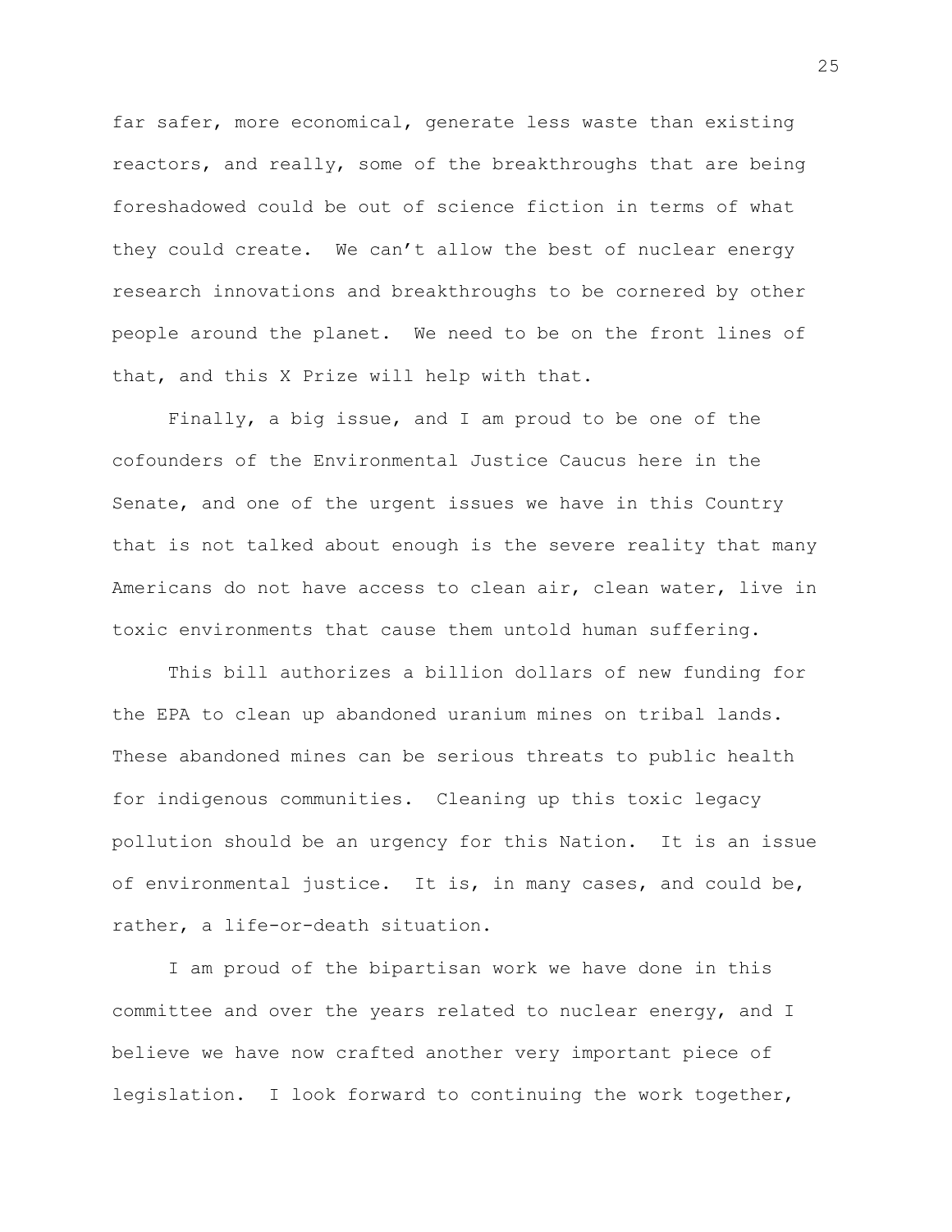far safer, more economical, generate less waste than existing reactors, and really, some of the breakthroughs that are being foreshadowed could be out of science fiction in terms of what they could create. We can't allow the best of nuclear energy research innovations and breakthroughs to be cornered by other people around the planet. We need to be on the front lines of that, and this X Prize will help with that.

Finally, a big issue, and I am proud to be one of the cofounders of the Environmental Justice Caucus here in the Senate, and one of the urgent issues we have in this Country that is not talked about enough is the severe reality that many Americans do not have access to clean air, clean water, live in toxic environments that cause them untold human suffering.

This bill authorizes a billion dollars of new funding for the EPA to clean up abandoned uranium mines on tribal lands. These abandoned mines can be serious threats to public health for indigenous communities. Cleaning up this toxic legacy pollution should be an urgency for this Nation. It is an issue of environmental justice. It is, in many cases, and could be, rather, a life-or-death situation.

I am proud of the bipartisan work we have done in this committee and over the years related to nuclear energy, and I believe we have now crafted another very important piece of legislation. I look forward to continuing the work together,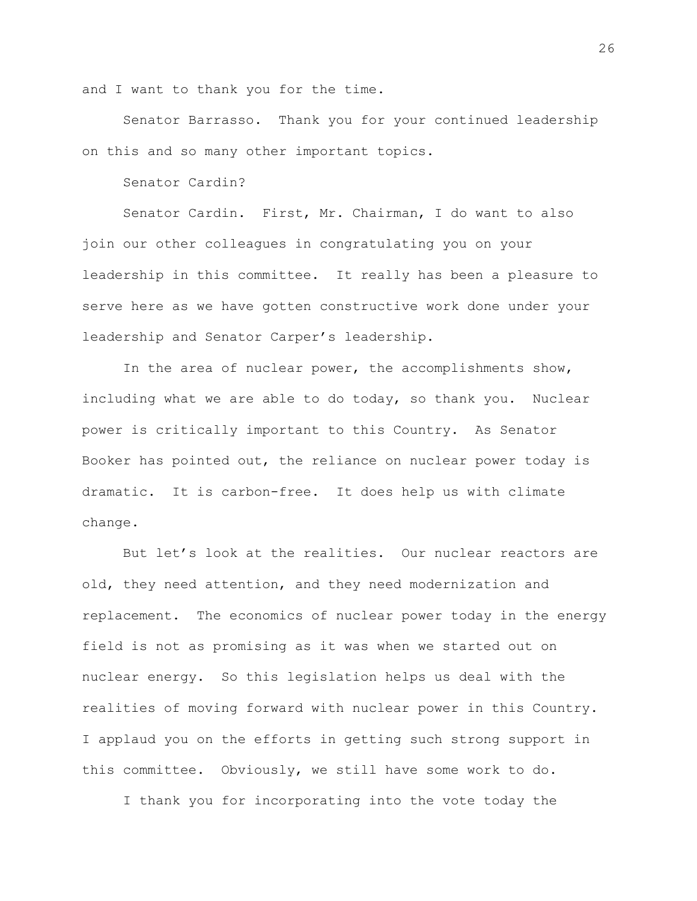and I want to thank you for the time.

Senator Barrasso. Thank you for your continued leadership on this and so many other important topics.

Senator Cardin?

Senator Cardin. First, Mr. Chairman, I do want to also join our other colleagues in congratulating you on your leadership in this committee. It really has been a pleasure to serve here as we have gotten constructive work done under your leadership and Senator Carper's leadership.

In the area of nuclear power, the accomplishments show, including what we are able to do today, so thank you. Nuclear power is critically important to this Country. As Senator Booker has pointed out, the reliance on nuclear power today is dramatic. It is carbon-free. It does help us with climate change.

But let's look at the realities. Our nuclear reactors are old, they need attention, and they need modernization and replacement. The economics of nuclear power today in the energy field is not as promising as it was when we started out on nuclear energy. So this legislation helps us deal with the realities of moving forward with nuclear power in this Country. I applaud you on the efforts in getting such strong support in this committee. Obviously, we still have some work to do.

I thank you for incorporating into the vote today the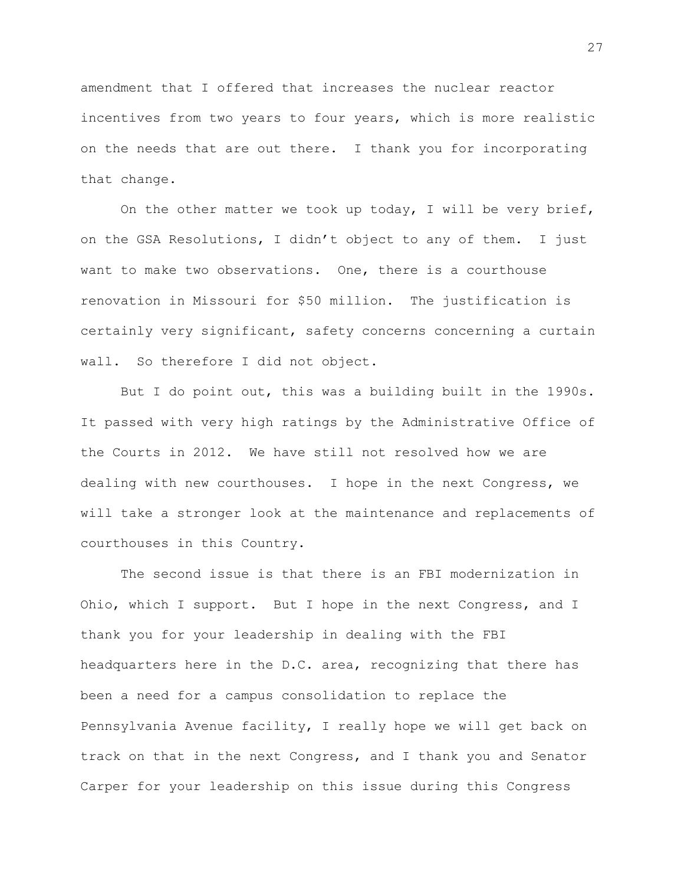amendment that I offered that increases the nuclear reactor incentives from two years to four years, which is more realistic on the needs that are out there. I thank you for incorporating that change.

On the other matter we took up today, I will be very brief, on the GSA Resolutions, I didn't object to any of them. I just want to make two observations. One, there is a courthouse renovation in Missouri for $50 million. The justification is certainly very significant, safety concerns concerning a curtain wall. So therefore I did not object.

But I do point out, this was a building built in the 1990s. It passed with very high ratings by the Administrative Office of the Courts in 2012. We have still not resolved how we are dealing with new courthouses. I hope in the next Congress, we will take a stronger look at the maintenance and replacements of courthouses in this Country.

The second issue is that there is an FBI modernization in Ohio, which I support. But I hope in the next Congress, and I thank you for your leadership in dealing with the FBI headquarters here in the D.C. area, recognizing that there has been a need for a campus consolidation to replace the Pennsylvania Avenue facility, I really hope we will get back on track on that in the next Congress, and I thank you and Senator Carper for your leadership on this issue during this Congress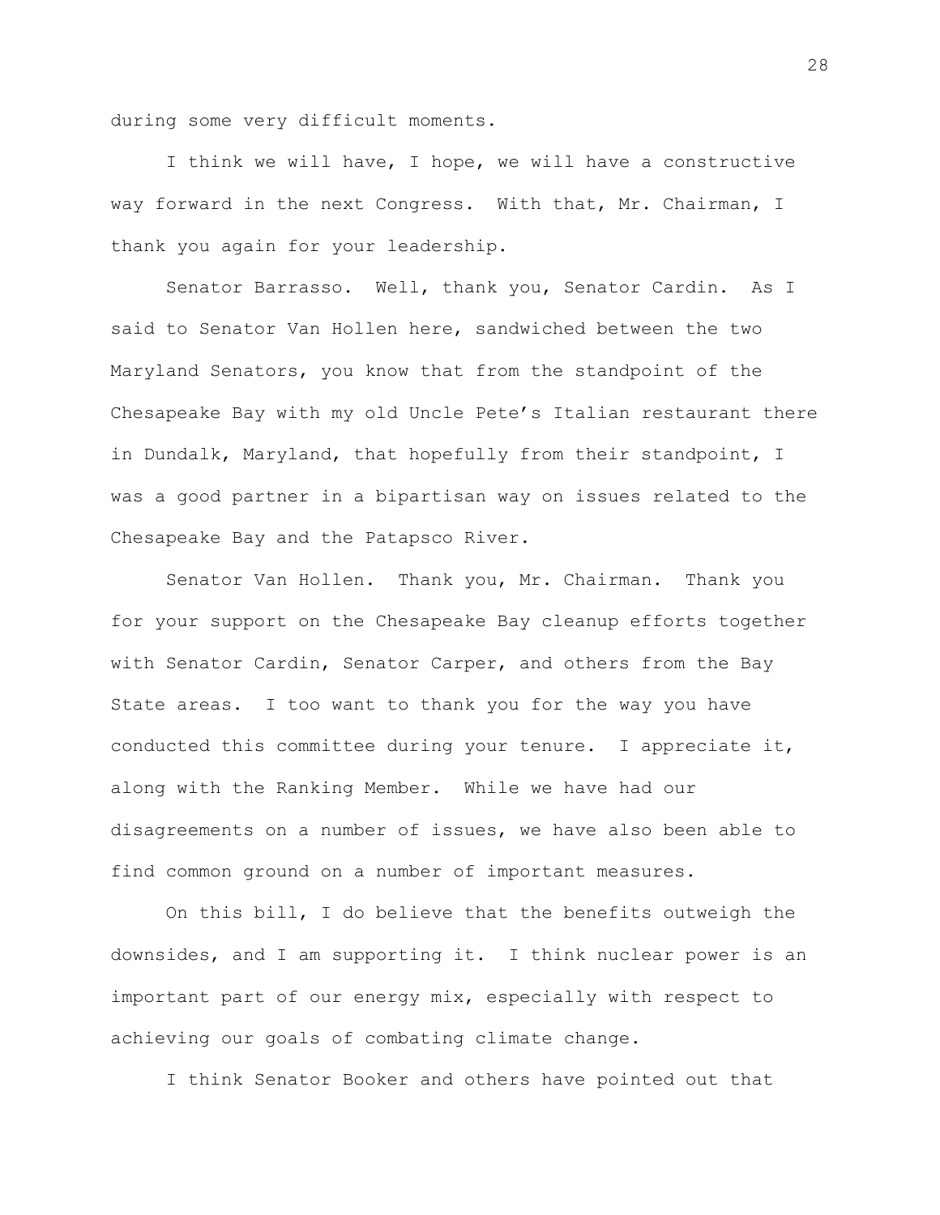during some very difficult moments.

I think we will have, I hope, we will have a constructive way forward in the next Congress. With that, Mr. Chairman, I thank you again for your leadership.

Senator Barrasso. Well, thank you, Senator Cardin. As I said to Senator Van Hollen here, sandwiched between the two Maryland Senators, you know that from the standpoint of the Chesapeake Bay with my old Uncle Pete's Italian restaurant there in Dundalk, Maryland, that hopefully from their standpoint, I was a good partner in a bipartisan way on issues related to the Chesapeake Bay and the Patapsco River.

Senator Van Hollen. Thank you, Mr. Chairman. Thank you for your support on the Chesapeake Bay cleanup efforts together with Senator Cardin, Senator Carper, and others from the Bay State areas. I too want to thank you for the way you have conducted this committee during your tenure. I appreciate it, along with the Ranking Member. While we have had our disagreements on a number of issues, we have also been able to find common ground on a number of important measures.

On this bill, I do believe that the benefits outweigh the downsides, and I am supporting it. I think nuclear power is an important part of our energy mix, especially with respect to achieving our goals of combating climate change.

I think Senator Booker and others have pointed out that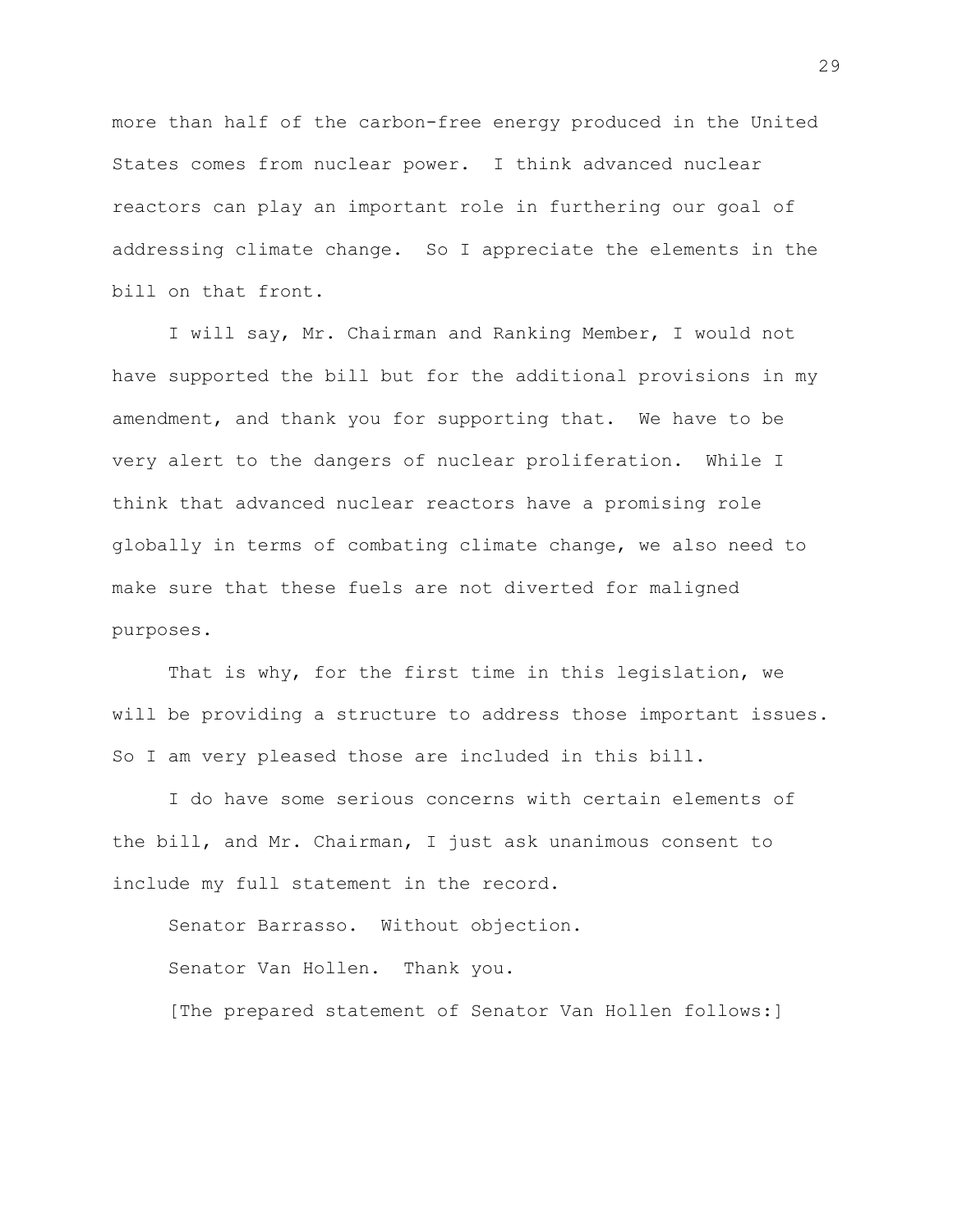more than half of the carbon-free energy produced in the United States comes from nuclear power. I think advanced nuclear reactors can play an important role in furthering our goal of addressing climate change. So I appreciate the elements in the bill on that front.

I will say, Mr. Chairman and Ranking Member, I would not have supported the bill but for the additional provisions in my amendment, and thank you for supporting that. We have to be very alert to the dangers of nuclear proliferation. While I think that advanced nuclear reactors have a promising role globally in terms of combating climate change, we also need to make sure that these fuels are not diverted for maligned purposes.

That is why, for the first time in this legislation, we will be providing a structure to address those important issues. So I am very pleased those are included in this bill.

I do have some serious concerns with certain elements of the bill, and Mr. Chairman, I just ask unanimous consent to include my full statement in the record.

Senator Barrasso. Without objection.

Senator Van Hollen. Thank you.

[The prepared statement of Senator Van Hollen follows:]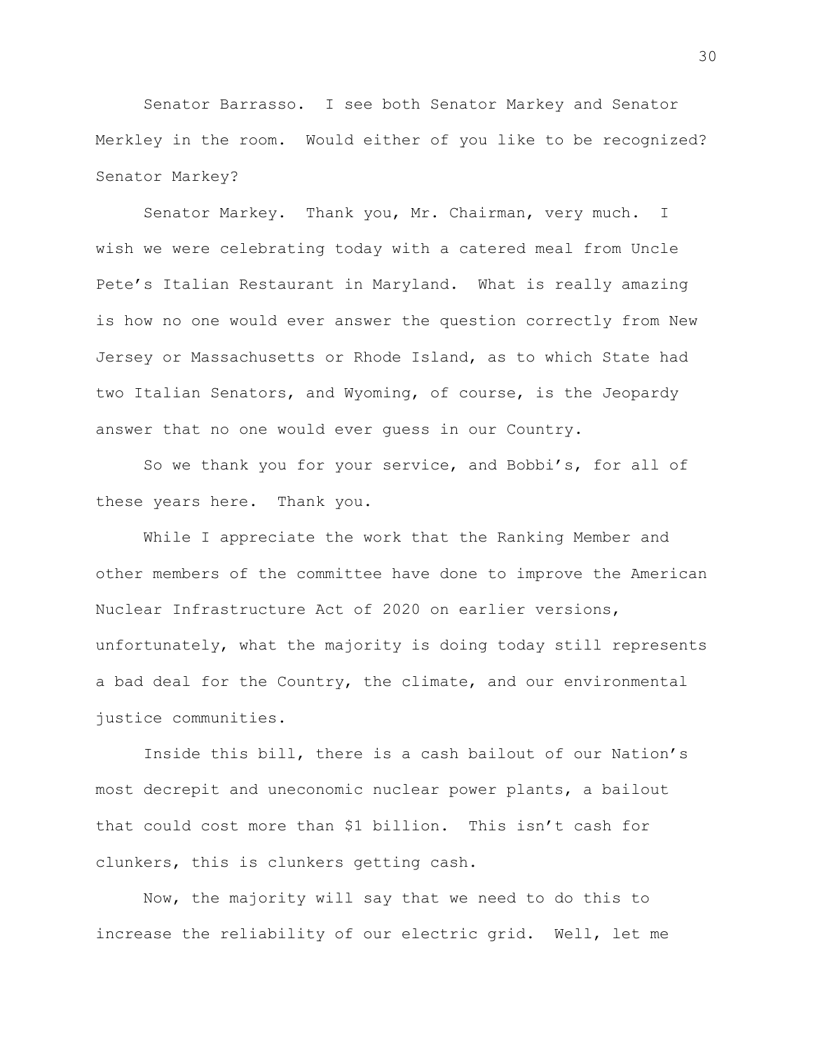Senator Barrasso. I see both Senator Markey and Senator Merkley in the room. Would either of you like to be recognized? Senator Markey?

Senator Markey. Thank you, Mr. Chairman, very much. I wish we were celebrating today with a catered meal from Uncle Pete's Italian Restaurant in Maryland. What is really amazing is how no one would ever answer the question correctly from New Jersey or Massachusetts or Rhode Island, as to which State had two Italian Senators, and Wyoming, of course, is the Jeopardy answer that no one would ever guess in our Country.

So we thank you for your service, and Bobbi's, for all of these years here. Thank you.

While I appreciate the work that the Ranking Member and other members of the committee have done to improve the American Nuclear Infrastructure Act of 2020 on earlier versions, unfortunately, what the majority is doing today still represents a bad deal for the Country, the climate, and our environmental justice communities.

Inside this bill, there is a cash bailout of our Nation's most decrepit and uneconomic nuclear power plants, a bailout that could cost more than $1 billion. This isn't cash for clunkers, this is clunkers getting cash.

Now, the majority will say that we need to do this to increase the reliability of our electric grid. Well, let me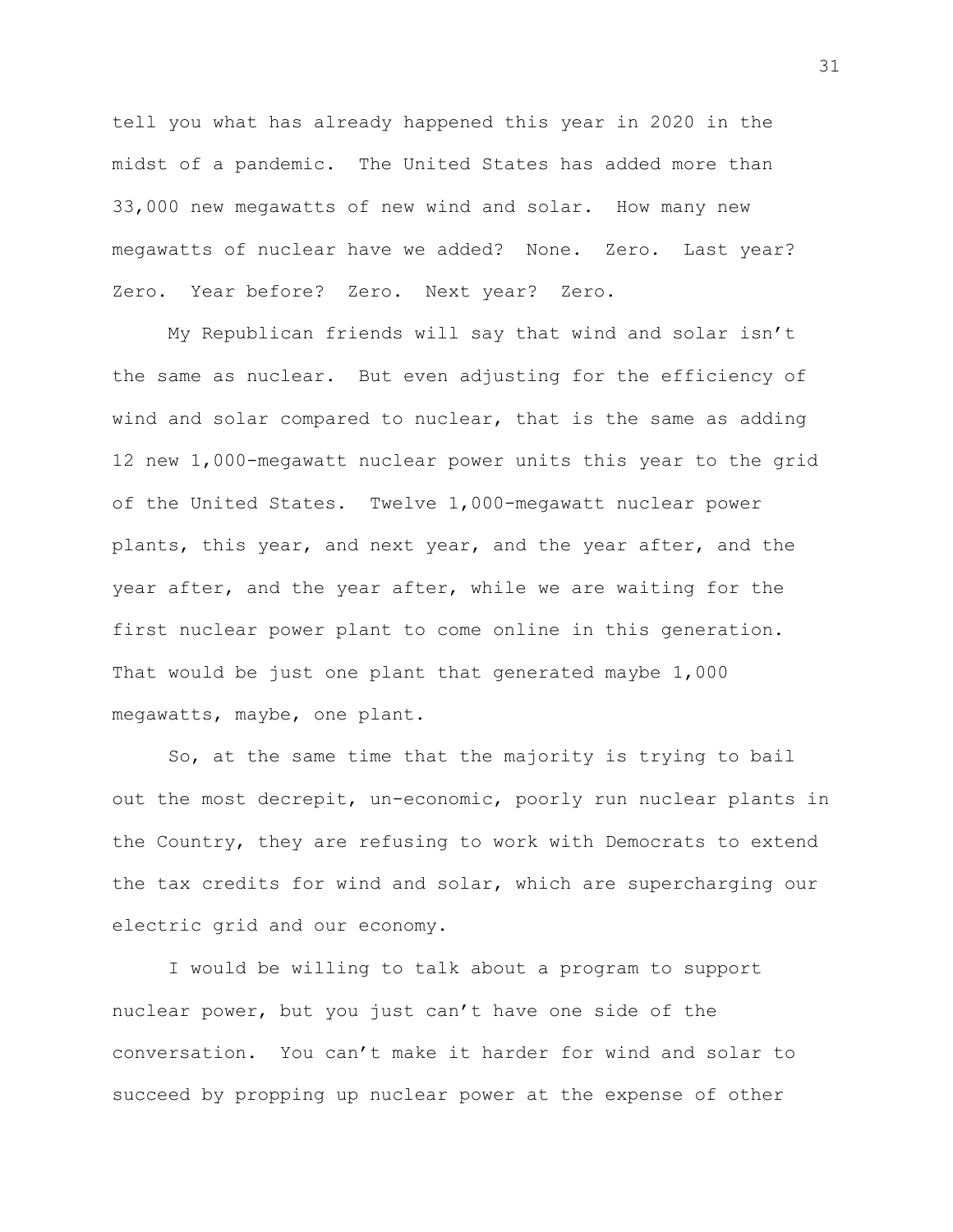tell you what has already happened this year in 2020 in the midst of a pandemic. The United States has added more than 33,000 new megawatts of new wind and solar. How many new megawatts of nuclear have we added? None. Zero. Last year? Zero. Year before? Zero. Next year? Zero.

My Republican friends will say that wind and solar isn't the same as nuclear. But even adjusting for the efficiency of wind and solar compared to nuclear, that is the same as adding 12 new 1,000-megawatt nuclear power units this year to the grid of the United States. Twelve 1,000-megawatt nuclear power plants, this year, and next year, and the year after, and the year after, and the year after, while we are waiting for the first nuclear power plant to come online in this generation. That would be just one plant that generated maybe 1,000 megawatts, maybe, one plant.

So, at the same time that the majority is trying to bail out the most decrepit, un-economic, poorly run nuclear plants in the Country, they are refusing to work with Democrats to extend the tax credits for wind and solar, which are supercharging our electric grid and our economy.

I would be willing to talk about a program to support nuclear power, but you just can't have one side of the conversation. You can't make it harder for wind and solar to succeed by propping up nuclear power at the expense of other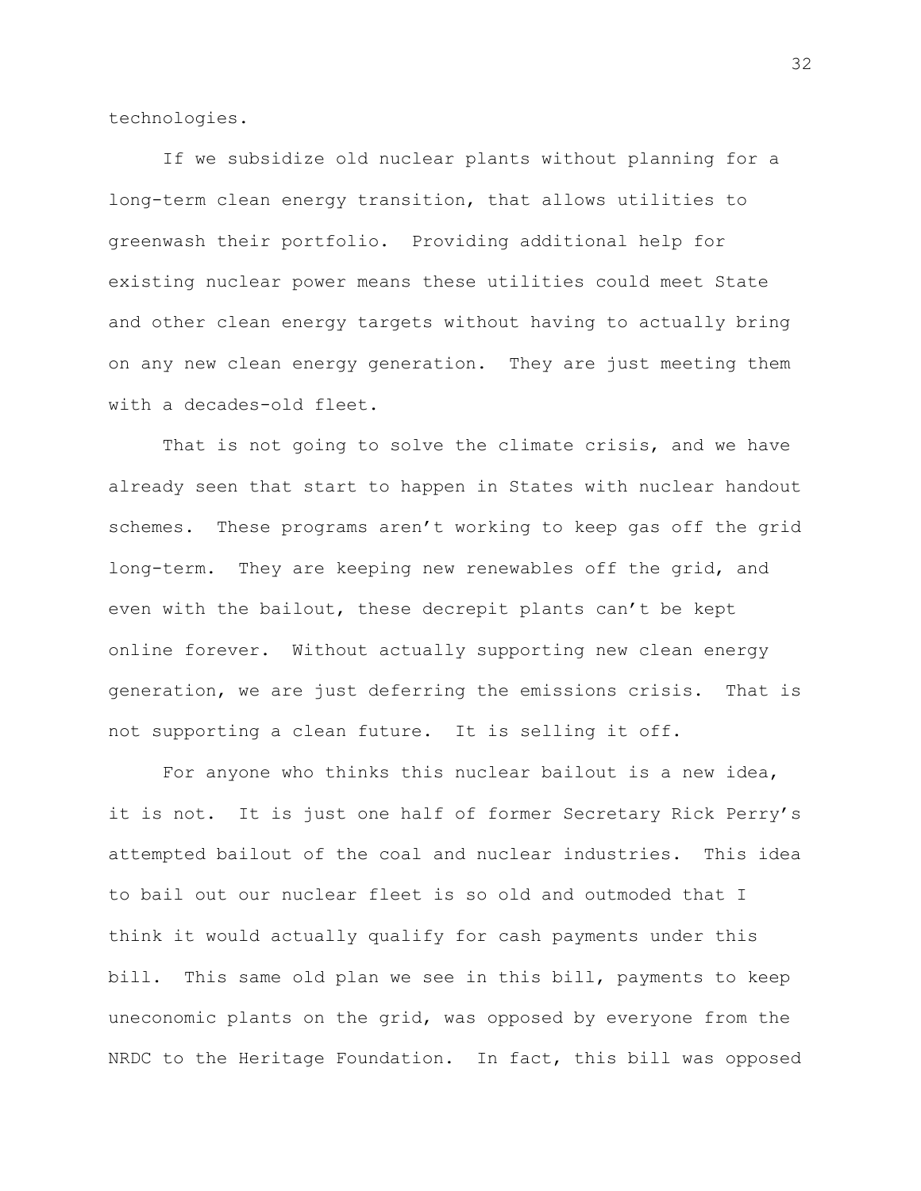technologies.

If we subsidize old nuclear plants without planning for a long-term clean energy transition, that allows utilities to greenwash their portfolio. Providing additional help for existing nuclear power means these utilities could meet State and other clean energy targets without having to actually bring on any new clean energy generation. They are just meeting them with a decades-old fleet.

That is not going to solve the climate crisis, and we have already seen that start to happen in States with nuclear handout schemes. These programs aren't working to keep gas off the grid long-term. They are keeping new renewables off the grid, and even with the bailout, these decrepit plants can't be kept online forever. Without actually supporting new clean energy generation, we are just deferring the emissions crisis. That is not supporting a clean future. It is selling it off.

For anyone who thinks this nuclear bailout is a new idea, it is not. It is just one half of former Secretary Rick Perry's attempted bailout of the coal and nuclear industries. This idea to bail out our nuclear fleet is so old and outmoded that I think it would actually qualify for cash payments under this bill. This same old plan we see in this bill, payments to keep uneconomic plants on the grid, was opposed by everyone from the NRDC to the Heritage Foundation. In fact, this bill was opposed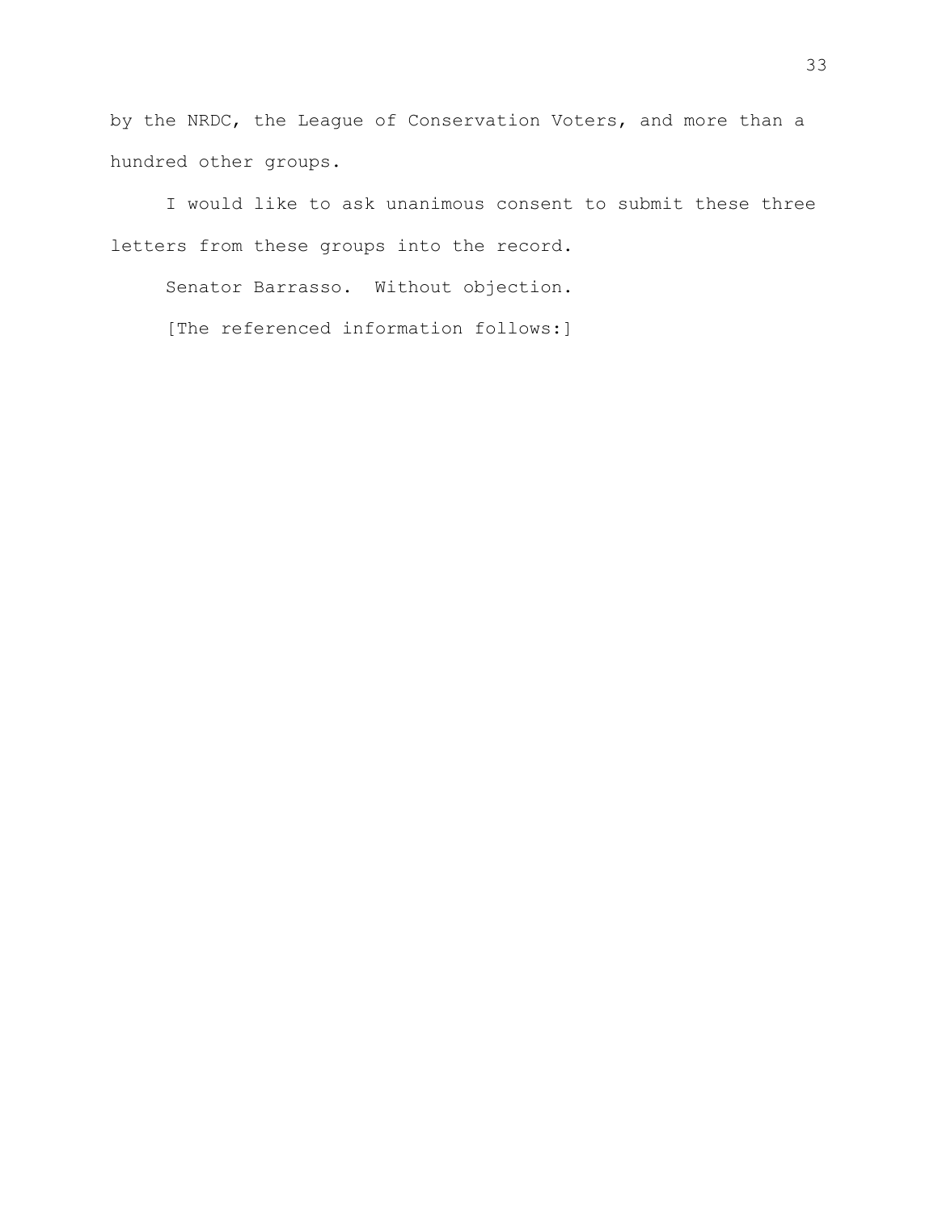by the NRDC, the League of Conservation Voters, and more than a hundred other groups.

I would like to ask unanimous consent to submit these three letters from these groups into the record.

Senator Barrasso. Without objection.

[The referenced information follows:]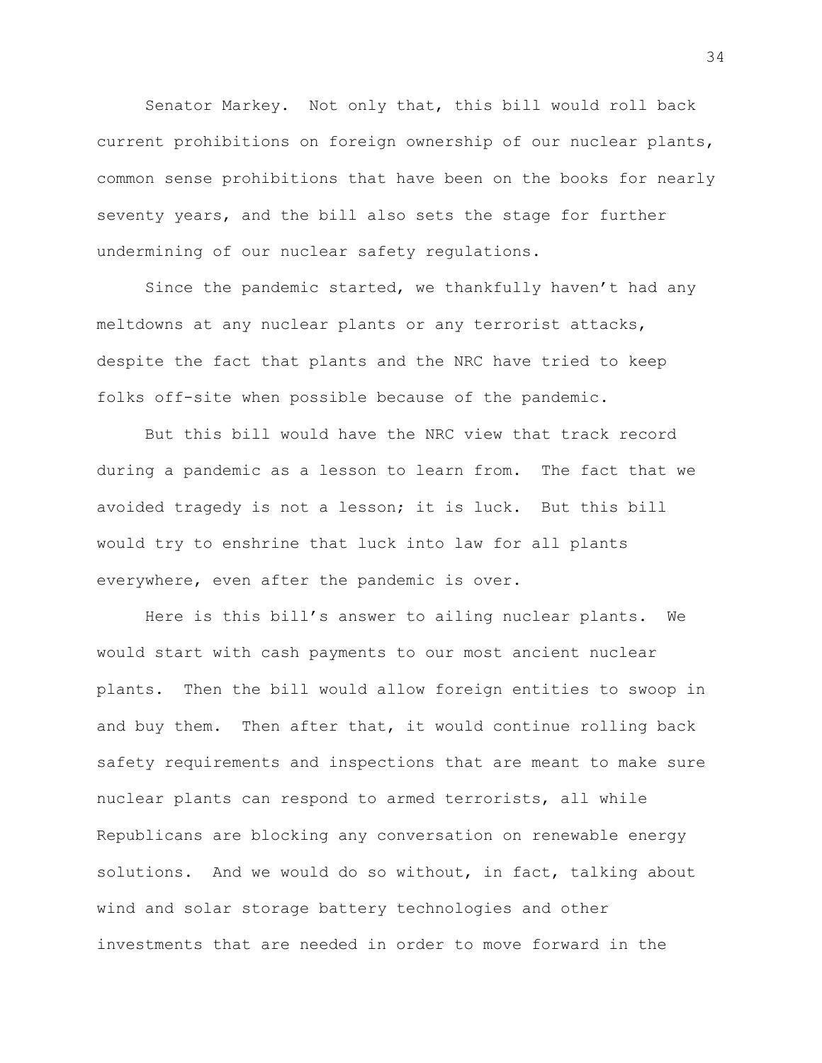Senator Markey. Not only that, this bill would roll back current prohibitions on foreign ownership of our nuclear plants, common sense prohibitions that have been on the books for nearly seventy years, and the bill also sets the stage for further undermining of our nuclear safety regulations.

Since the pandemic started, we thankfully haven't had any meltdowns at any nuclear plants or any terrorist attacks, despite the fact that plants and the NRC have tried to keep folks off-site when possible because of the pandemic.

But this bill would have the NRC view that track record during a pandemic as a lesson to learn from. The fact that we avoided tragedy is not a lesson; it is luck. But this bill would try to enshrine that luck into law for all plants everywhere, even after the pandemic is over.

Here is this bill's answer to ailing nuclear plants. We would start with cash payments to our most ancient nuclear plants. Then the bill would allow foreign entities to swoop in and buy them. Then after that, it would continue rolling back safety requirements and inspections that are meant to make sure nuclear plants can respond to armed terrorists, all while Republicans are blocking any conversation on renewable energy solutions. And we would do so without, in fact, talking about wind and solar storage battery technologies and other investments that are needed in order to move forward in the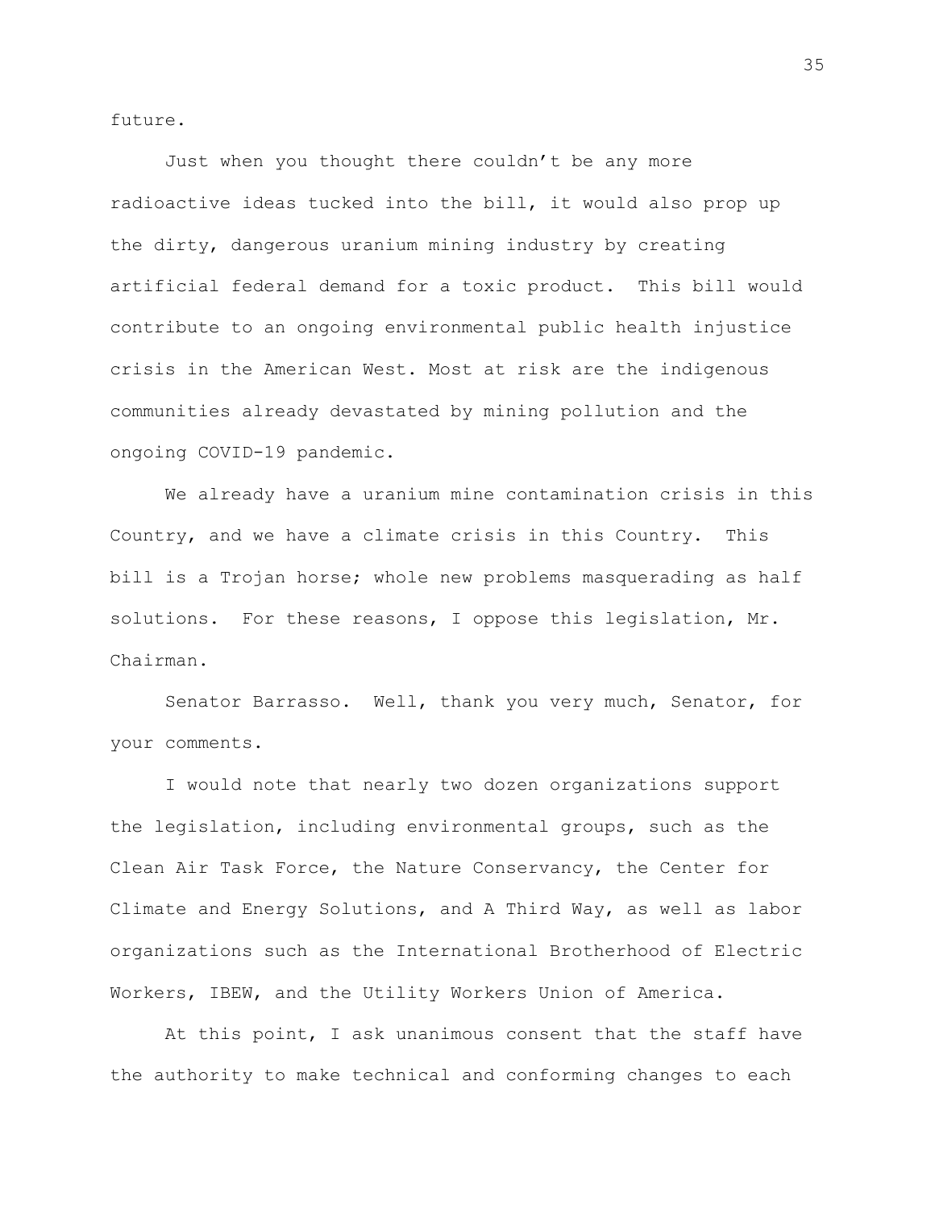future.

Just when you thought there couldn't be any more radioactive ideas tucked into the bill, it would also prop up the dirty, dangerous uranium mining industry by creating artificial federal demand for a toxic product. This bill would contribute to an ongoing environmental public health injustice crisis in the American West. Most at risk are the indigenous communities already devastated by mining pollution and the ongoing COVID-19 pandemic.

We already have a uranium mine contamination crisis in this Country, and we have a climate crisis in this Country. This bill is a Trojan horse; whole new problems masquerading as half solutions. For these reasons, I oppose this legislation, Mr. Chairman.

Senator Barrasso. Well, thank you very much, Senator, for your comments.

I would note that nearly two dozen organizations support the legislation, including environmental groups, such as the Clean Air Task Force, the Nature Conservancy, the Center for Climate and Energy Solutions, and A Third Way, as well as labor organizations such as the International Brotherhood of Electric Workers, IBEW, and the Utility Workers Union of America.

At this point, I ask unanimous consent that the staff have the authority to make technical and conforming changes to each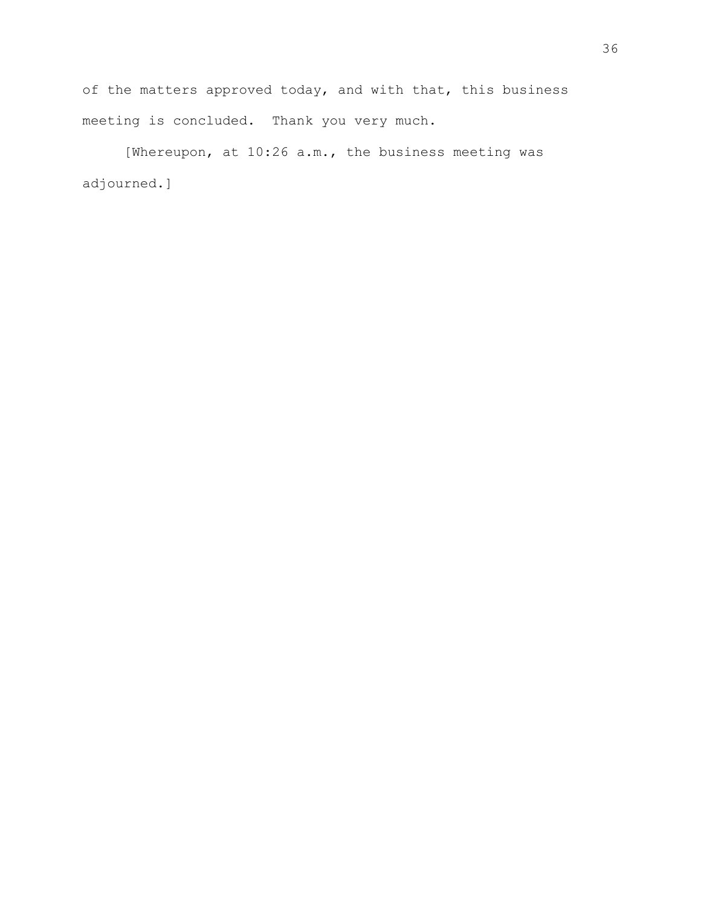of the matters approved today, and with that, this business meeting is concluded.  Thank you very much.

[Whereupon, at 10:26 a.m., the business meeting was adjourned.]